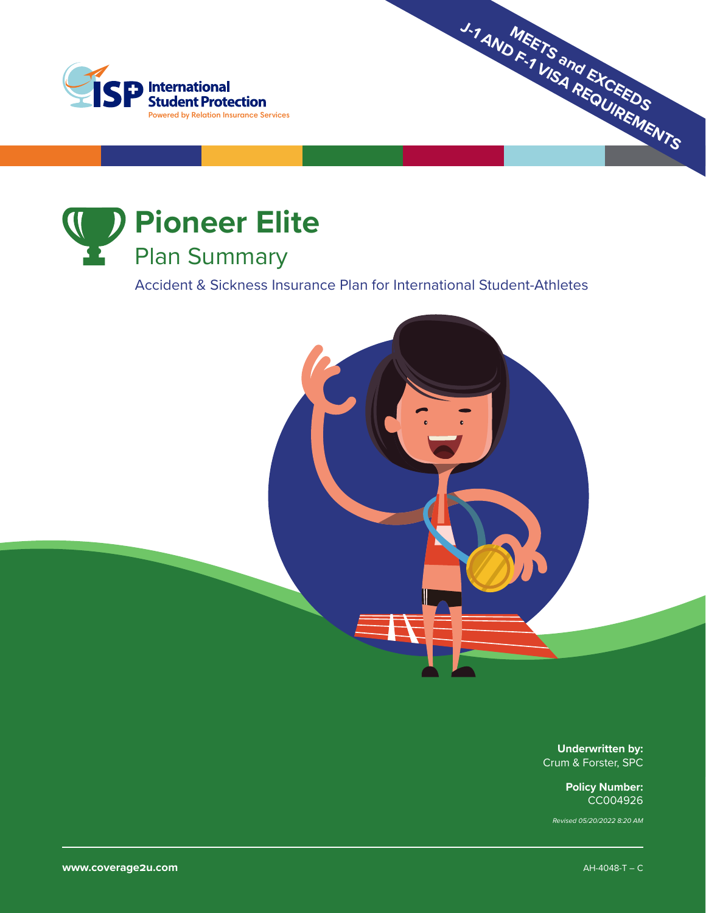ISP International Student Protection

Powered by Relation Insurance Services

**J-1 AND F-1 VISA REQUIREMENTS MEETS and EXCEEDS**

# Pioneer Elite

## Plan Summary

Accident & Sickness Insurance Plan for International Student-Athletes

**Underwritten by:**
Crum & Forster, SPC

**Policy Number:**
CC004926

*Revised 05/20/2022 8:20 AM*

**www.coverage2u.com**

AH-4048-T – C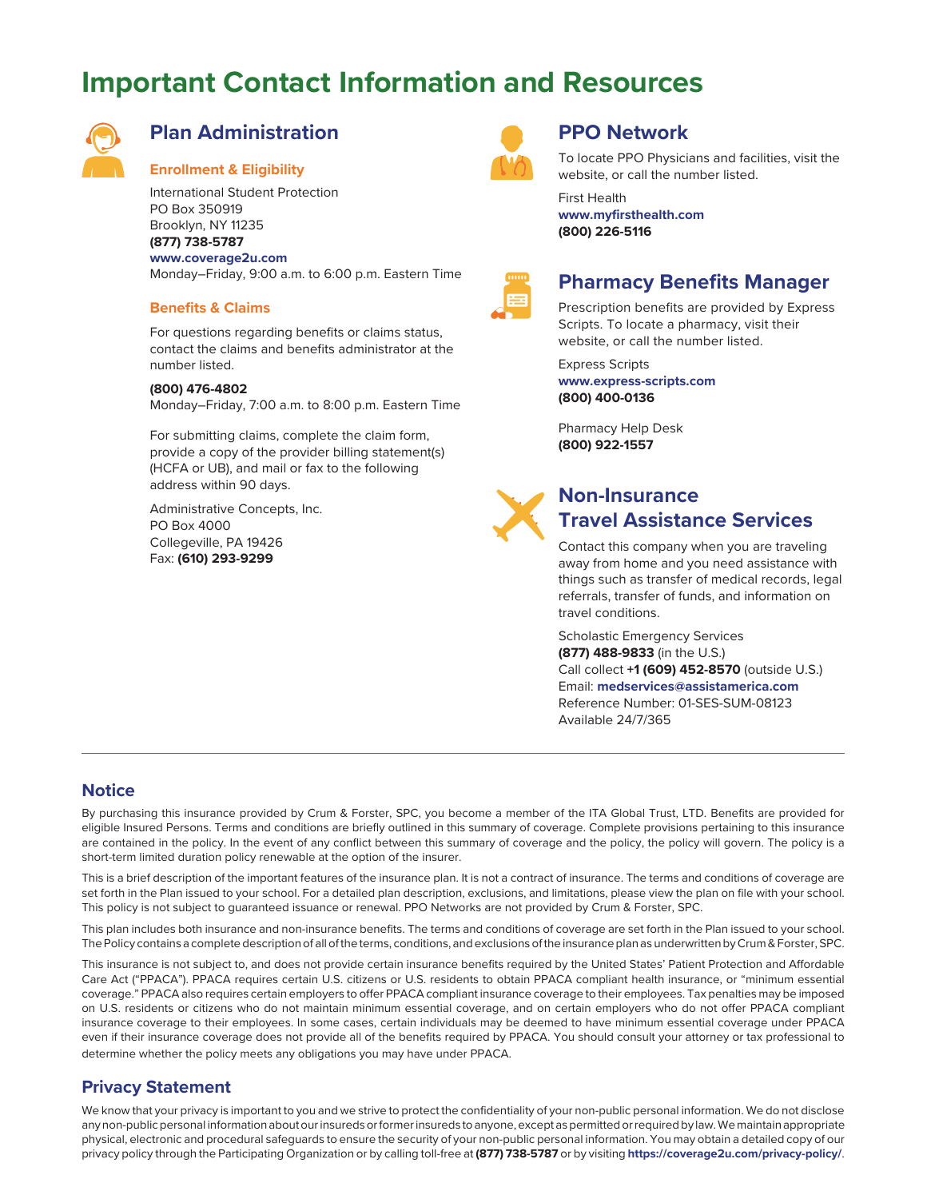# Important Contact Information and Resources

## Plan Administration

### Enrollment & Eligibility

International Student Protection
PO Box 350919
Brooklyn, NY 11235
**(877) 738-5787**
**www.coverage2u.com**
Monday–Friday, 9:00 a.m. to 6:00 p.m. Eastern Time

### Benefits & Claims

For questions regarding benefits or claims status, contact the claims and benefits administrator at the number listed.

**(800) 476-4802**
Monday–Friday, 7:00 a.m. to 8:00 p.m. Eastern Time

For submitting claims, complete the claim form, provide a copy of the provider billing statement(s) (HCFA or UB), and mail or fax to the following address within 90 days.

Administrative Concepts, Inc.
PO Box 4000
Collegeville, PA 19426
Fax: **(610) 293-9299**

## PPO Network

To locate PPO Physicians and facilities, visit the website, or call the number listed.

First Health
**www.myfirsthealth.com**
**(800) 226-5116**

## Pharmacy Benefits Manager

Prescription benefits are provided by Express Scripts. To locate a pharmacy, visit their website, or call the number listed.

Express Scripts
**www.express-scripts.com**
**(800) 400-0136**

Pharmacy Help Desk
**(800) 922-1557**

## Non-Insurance Travel Assistance Services

Contact this company when you are traveling away from home and you need assistance with things such as transfer of medical records, legal referrals, transfer of funds, and information on travel conditions.

Scholastic Emergency Services
**(877) 488-9833** (in the U.S.)
Call collect **+1 (609) 452-8570** (outside U.S.)
Email: **medservices@assistamerica.com**
Reference Number: 01-SES-SUM-08123
Available 24/7/365

## Notice

By purchasing this insurance provided by Crum & Forster, SPC, you become a member of the ITA Global Trust, LTD. Benefits are provided for eligible Insured Persons. Terms and conditions are briefly outlined in this summary of coverage. Complete provisions pertaining to this insurance are contained in the policy. In the event of any conflict between this summary of coverage and the policy, the policy will govern. The policy is a short-term limited duration policy renewable at the option of the insurer.

This is a brief description of the important features of the insurance plan. It is not a contract of insurance. The terms and conditions of coverage are set forth in the Plan issued to your school. For a detailed plan description, exclusions, and limitations, please view the plan on file with your school. This policy is not subject to guaranteed issuance or renewal. PPO Networks are not provided by Crum & Forster, SPC.

This plan includes both insurance and non-insurance benefits. The terms and conditions of coverage are set forth in the Plan issued to your school. The Policy contains a complete description of all of the terms, conditions, and exclusions of the insurance plan as underwritten by Crum & Forster, SPC.

This insurance is not subject to, and does not provide certain insurance benefits required by the United States' Patient Protection and Affordable Care Act ("PPACA"). PPACA requires certain U.S. citizens or U.S. residents to obtain PPACA compliant health insurance, or "minimum essential coverage." PPACA also requires certain employers to offer PPACA compliant insurance coverage to their employees. Tax penalties may be imposed on U.S. residents or citizens who do not maintain minimum essential coverage, and on certain employers who do not offer PPACA compliant insurance coverage to their employees. In some cases, certain individuals may be deemed to have minimum essential coverage under PPACA even if their insurance coverage does not provide all of the benefits required by PPACA. You should consult your attorney or tax professional to determine whether the policy meets any obligations you may have under PPACA.

## Privacy Statement

We know that your privacy is important to you and we strive to protect the confidentiality of your non-public personal information. We do not disclose any non-public personal information about our insureds or former insureds to anyone, except as permitted or required by law. We maintain appropriate physical, electronic and procedural safeguards to ensure the security of your non-public personal information. You may obtain a detailed copy of our privacy policy through the Participating Organization or by calling toll-free at **(877) 738-5787** or by visiting **https://coverage2u.com/privacy-policy/**.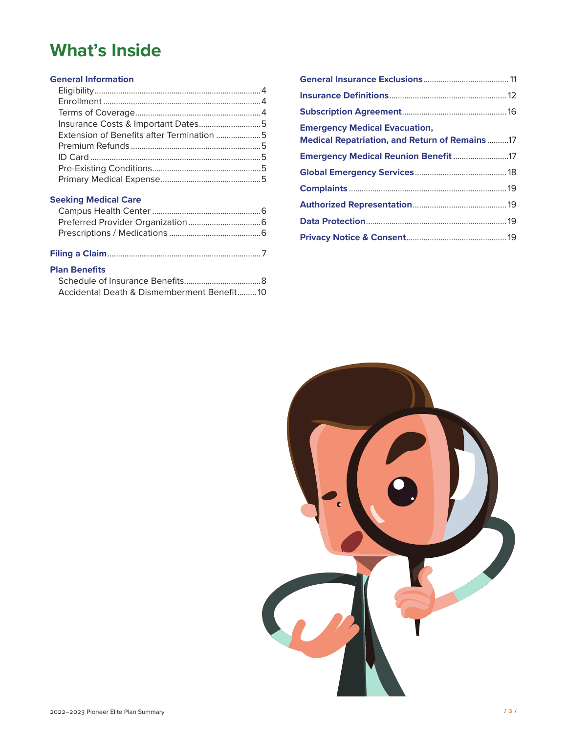# What's Inside

**General Information**

- Eligibility .... 4
- Enrollment .... 4
- Terms of Coverage .... 4
- Insurance Costs & Important Dates .... 5
- Extension of Benefits after Termination .... 5
- Premium Refunds .... 5
- ID Card .... 5
- Pre-Existing Conditions .... 5
- Primary Medical Expense .... 5

**Seeking Medical Care**

- Campus Health Center .... 6
- Preferred Provider Organization .... 6
- Prescriptions / Medications .... 6

**Filing a Claim** .... 7

**Plan Benefits**

- Schedule of Insurance Benefits .... 8
- Accidental Death & Dismemberment Benefit .... 10

**General Insurance Exclusions** .... 11

**Insurance Definitions** .... 12

**Subscription Agreement** .... 16

**Emergency Medical Evacuation, Medical Repatriation, and Return of Remains** .... 17

**Emergency Medical Reunion Benefit** .... 17

**Global Emergency Services** .... 18

**Complaints** .... 19

**Authorized Representation** .... 19

**Data Protection** .... 19

**Privacy Notice & Consent** .... 19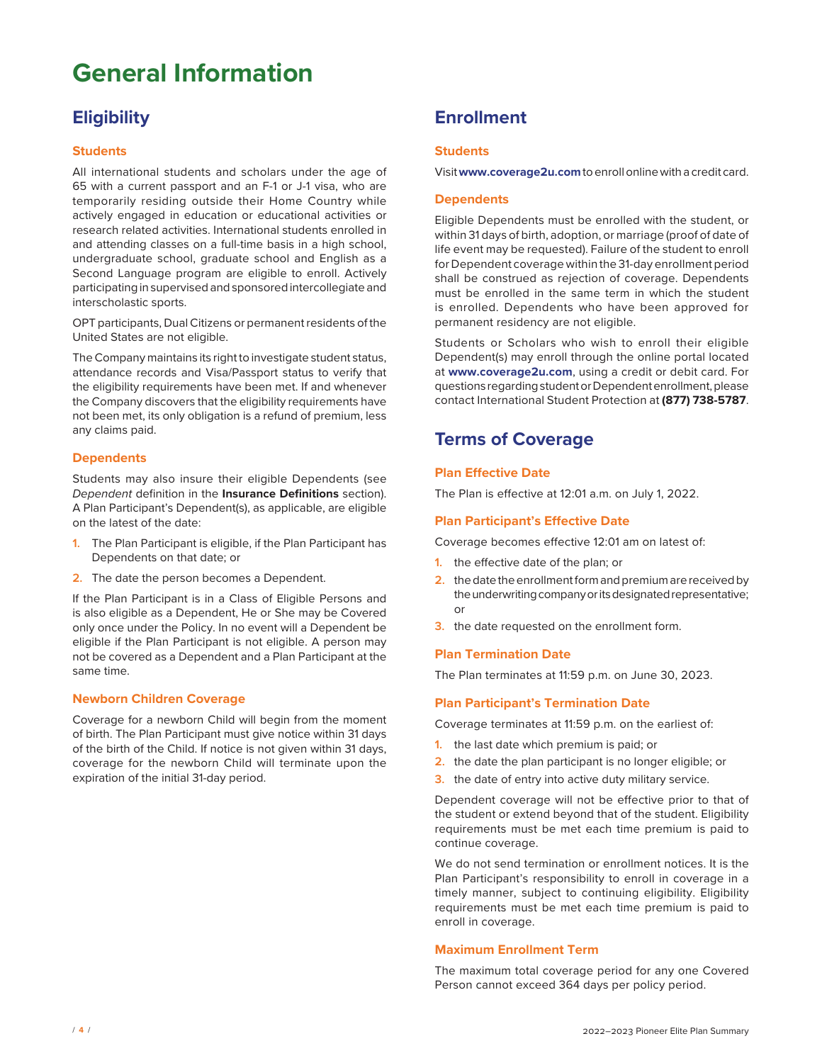# General Information

## Eligibility

### Students

All international students and scholars under the age of 65 with a current passport and an F-1 or J-1 visa, who are temporarily residing outside their Home Country while actively engaged in education or educational activities or research related activities. International students enrolled in and attending classes on a full-time basis in a high school, undergraduate school, graduate school and English as a Second Language program are eligible to enroll. Actively participating in supervised and sponsored intercollegiate and interscholastic sports.

OPT participants, Dual Citizens or permanent residents of the United States are not eligible.

The Company maintains its right to investigate student status, attendance records and Visa/Passport status to verify that the eligibility requirements have been met. If and whenever the Company discovers that the eligibility requirements have not been met, its only obligation is a refund of premium, less any claims paid.

### Dependents

Students may also insure their eligible Dependents (see *Dependent* definition in the **Insurance Definitions** section). A Plan Participant's Dependent(s), as applicable, are eligible on the latest of the date:

1. The Plan Participant is eligible, if the Plan Participant has Dependents on that date; or
2. The date the person becomes a Dependent.

If the Plan Participant is in a Class of Eligible Persons and is also eligible as a Dependent, He or She may be Covered only once under the Policy. In no event will a Dependent be eligible if the Plan Participant is not eligible. A person may not be covered as a Dependent and a Plan Participant at the same time.

### Newborn Children Coverage

Coverage for a newborn Child will begin from the moment of birth. The Plan Participant must give notice within 31 days of the birth of the Child. If notice is not given within 31 days, coverage for the newborn Child will terminate upon the expiration of the initial 31-day period.

## Enrollment

### Students

Visit **www.coverage2u.com** to enroll online with a credit card.

### Dependents

Eligible Dependents must be enrolled with the student, or within 31 days of birth, adoption, or marriage (proof of date of life event may be requested). Failure of the student to enroll for Dependent coverage within the 31-day enrollment period shall be construed as rejection of coverage. Dependents must be enrolled in the same term in which the student is enrolled. Dependents who have been approved for permanent residency are not eligible.

Students or Scholars who wish to enroll their eligible Dependent(s) may enroll through the online portal located at **www.coverage2u.com**, using a credit or debit card. For questions regarding student or Dependent enrollment, please contact International Student Protection at **(877) 738-5787**.

## Terms of Coverage

### Plan Effective Date

The Plan is effective at 12:01 a.m. on July 1, 2022.

### Plan Participant's Effective Date

Coverage becomes effective 12:01 am on latest of:

1. the effective date of the plan; or
2. the date the enrollment form and premium are received by the underwriting company or its designated representative; or
3. the date requested on the enrollment form.

### Plan Termination Date

The Plan terminates at 11:59 p.m. on June 30, 2023.

### Plan Participant's Termination Date

Coverage terminates at 11:59 p.m. on the earliest of:

1. the last date which premium is paid; or
2. the date the plan participant is no longer eligible; or
3. the date of entry into active duty military service.

Dependent coverage will not be effective prior to that of the student or extend beyond that of the student. Eligibility requirements must be met each time premium is paid to continue coverage.

We do not send termination or enrollment notices. It is the Plan Participant's responsibility to enroll in coverage in a timely manner, subject to continuing eligibility. Eligibility requirements must be met each time premium is paid to enroll in coverage.

### Maximum Enrollment Term

The maximum total coverage period for any one Covered Person cannot exceed 364 days per policy period.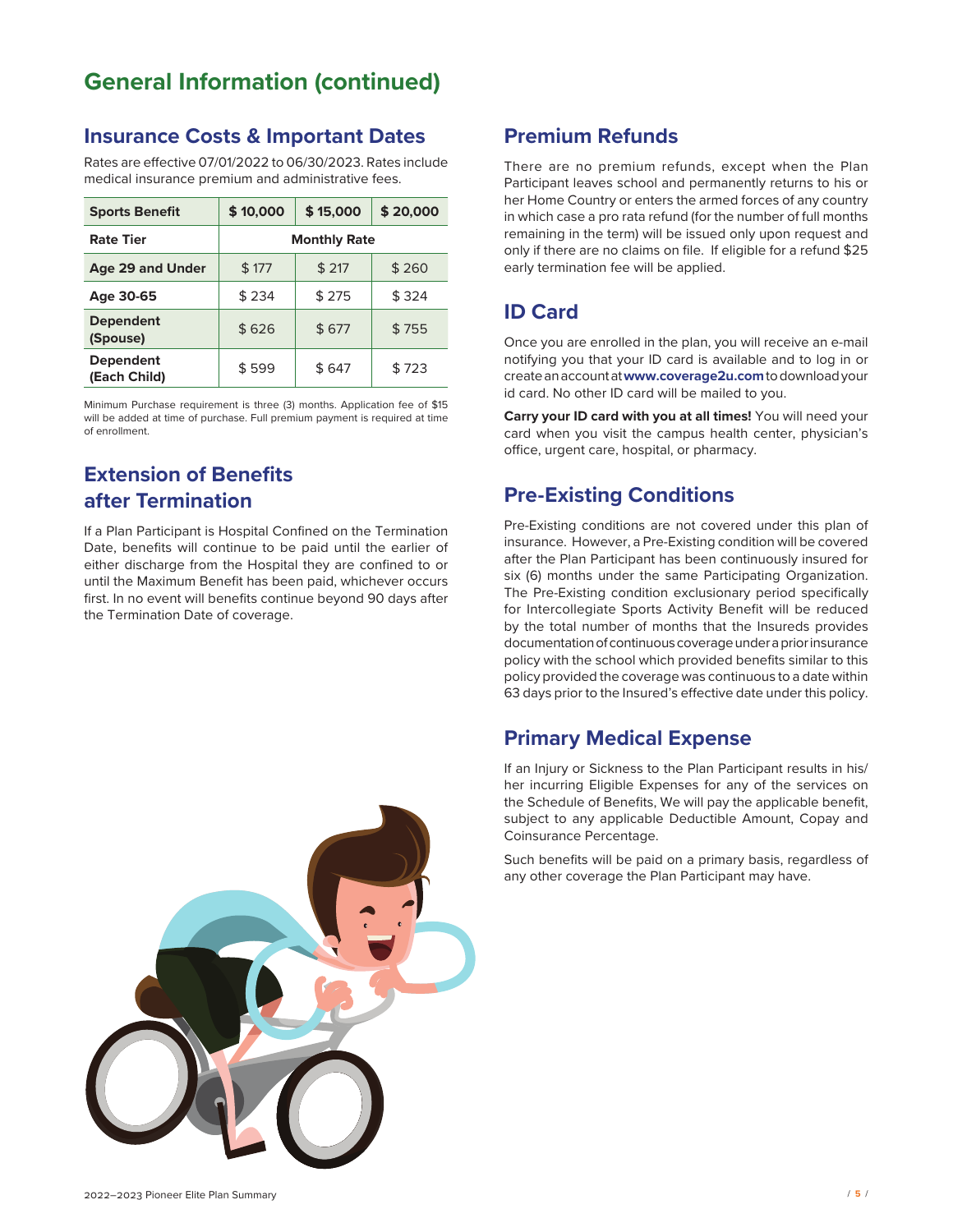# General Information (continued)

## Insurance Costs & Important Dates

Rates are effective 07/01/2022 to 06/30/2023. Rates include medical insurance premium and administrative fees.

| Sports Benefit | $ 10,000 | $ 15,000 | $ 20,000 |
|---|---|---|---|
| **Rate Tier** | **Monthly Rate** | | |
| **Age 29 and Under** | $ 177 | $ 217 | $ 260 |
| **Age 30-65** | $ 234 | $ 275 | $ 324 |
| **Dependent (Spouse)** | $ 626 | $ 677 | $ 755 |
| **Dependent (Each Child)** | $ 599 | $ 647 | $ 723 |

Minimum Purchase requirement is three (3) months. Application fee of $15 will be added at time of purchase. Full premium payment is required at time of enrollment.

## Extension of Benefits after Termination

If a Plan Participant is Hospital Confined on the Termination Date, benefits will continue to be paid until the earlier of either discharge from the Hospital they are confined to or until the Maximum Benefit has been paid, whichever occurs first. In no event will benefits continue beyond 90 days after the Termination Date of coverage.

## Premium Refunds

There are no premium refunds, except when the Plan Participant leaves school and permanently returns to his or her Home Country or enters the armed forces of any country in which case a pro rata refund (for the number of full months remaining in the term) will be issued only upon request and only if there are no claims on file. If eligible for a refund $25 early termination fee will be applied.

## ID Card

Once you are enrolled in the plan, you will receive an e-mail notifying you that your ID card is available and to log in or create an account at **www.coverage2u.com** to download your id card. No other ID card will be mailed to you.

**Carry your ID card with you at all times!** You will need your card when you visit the campus health center, physician's office, urgent care, hospital, or pharmacy.

## Pre-Existing Conditions

Pre-Existing conditions are not covered under this plan of insurance. However, a Pre-Existing condition will be covered after the Plan Participant has been continuously insured for six (6) months under the same Participating Organization. The Pre-Existing condition exclusionary period specifically for Intercollegiate Sports Activity Benefit will be reduced by the total number of months that the Insureds provides documentation of continuous coverage under a prior insurance policy with the school which provided benefits similar to this policy provided the coverage was continuous to a date within 63 days prior to the Insured's effective date under this policy.

## Primary Medical Expense

If an Injury or Sickness to the Plan Participant results in his/her incurring Eligible Expenses for any of the services on the Schedule of Benefits, We will pay the applicable benefit, subject to any applicable Deductible Amount, Copay and Coinsurance Percentage.

Such benefits will be paid on a primary basis, regardless of any other coverage the Plan Participant may have.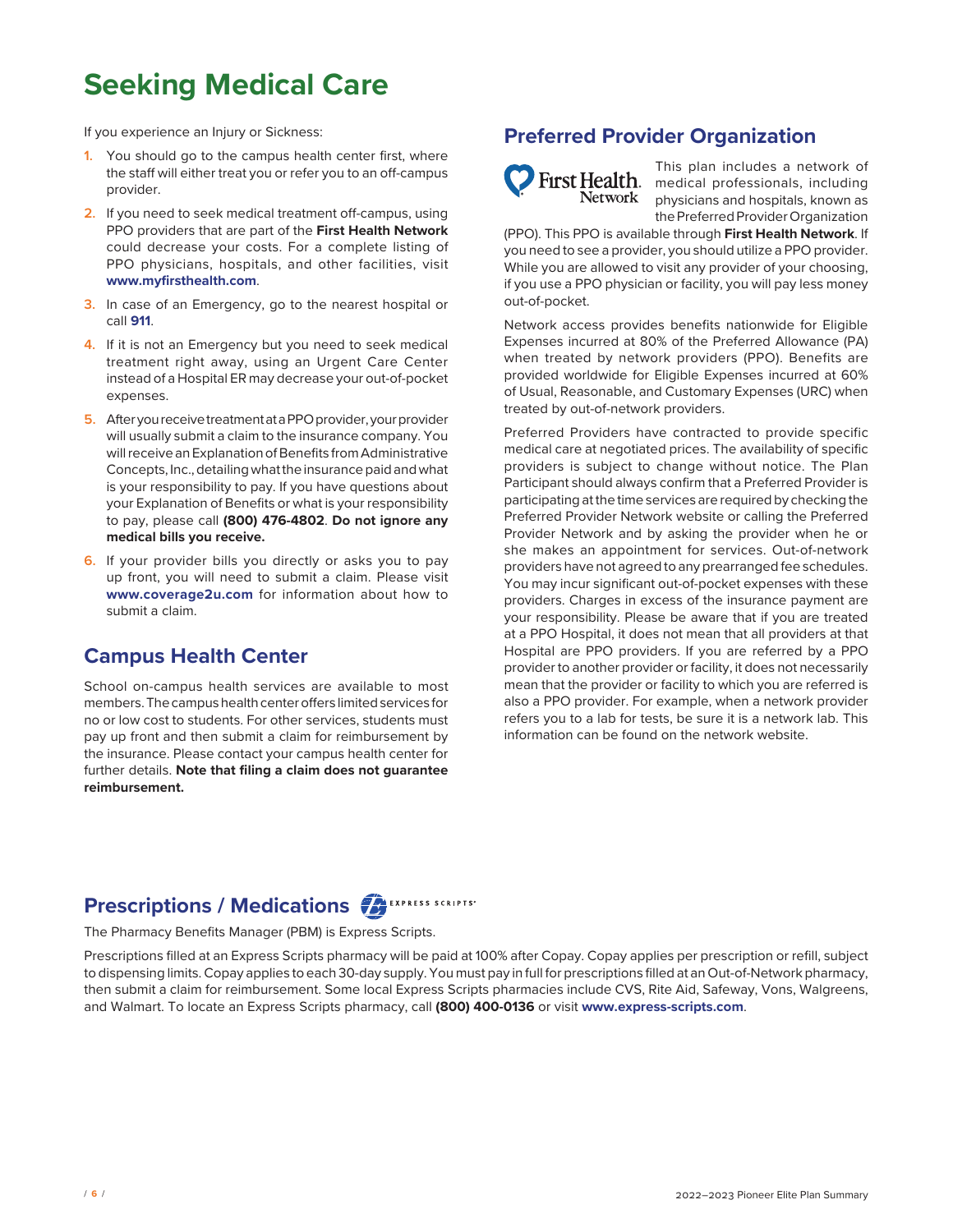# Seeking Medical Care

If you experience an Injury or Sickness:

1. You should go to the campus health center first, where the staff will either treat you or refer you to an off-campus provider.
2. If you need to seek medical treatment off-campus, using PPO providers that are part of the **First Health Network** could decrease your costs. For a complete listing of PPO physicians, hospitals, and other facilities, visit **www.myfirsthealth.com**.
3. In case of an Emergency, go to the nearest hospital or call **911**.
4. If it is not an Emergency but you need to seek medical treatment right away, using an Urgent Care Center instead of a Hospital ER may decrease your out-of-pocket expenses.
5. After you receive treatment at a PPO provider, your provider will usually submit a claim to the insurance company. You will receive an Explanation of Benefits from Administrative Concepts, Inc., detailing what the insurance paid and what is your responsibility to pay. If you have questions about your Explanation of Benefits or what is your responsibility to pay, please call **(800) 476-4802**. **Do not ignore any medical bills you receive.**
6. If your provider bills you directly or asks you to pay up front, you will need to submit a claim. Please visit **www.coverage2u.com** for information about how to submit a claim.

## Campus Health Center

School on-campus health services are available to most members. The campus health center offers limited services for no or low cost to students. For other services, students must pay up front and then submit a claim for reimbursement by the insurance. Please contact your campus health center for further details. **Note that filing a claim does not guarantee reimbursement.**

## Preferred Provider Organization

This plan includes a network of medical professionals, including physicians and hospitals, known as the Preferred Provider Organization (PPO). This PPO is available through **First Health Network**. If you need to see a provider, you should utilize a PPO provider. While you are allowed to visit any provider of your choosing, if you use a PPO physician or facility, you will pay less money out-of-pocket.

Network access provides benefits nationwide for Eligible Expenses incurred at 80% of the Preferred Allowance (PA) when treated by network providers (PPO). Benefits are provided worldwide for Eligible Expenses incurred at 60% of Usual, Reasonable, and Customary Expenses (URC) when treated by out-of-network providers.

Preferred Providers have contracted to provide specific medical care at negotiated prices. The availability of specific providers is subject to change without notice. The Plan Participant should always confirm that a Preferred Provider is participating at the time services are required by checking the Preferred Provider Network website or calling the Preferred Provider Network and by asking the provider when he or she makes an appointment for services. Out-of-network providers have not agreed to any prearranged fee schedules. You may incur significant out-of-pocket expenses with these providers. Charges in excess of the insurance payment are your responsibility. Please be aware that if you are treated at a PPO Hospital, it does not mean that all providers at that Hospital are PPO providers. If you are referred by a PPO provider to another provider or facility, it does not necessarily mean that the provider or facility to which you are referred is also a PPO provider. For example, when a network provider refers you to a lab for tests, be sure it is a network lab. This information can be found on the network website.

## Prescriptions / Medications

The Pharmacy Benefits Manager (PBM) is Express Scripts.

Prescriptions filled at an Express Scripts pharmacy will be paid at 100% after Copay. Copay applies per prescription or refill, subject to dispensing limits. Copay applies to each 30-day supply. You must pay in full for prescriptions filled at an Out-of-Network pharmacy, then submit a claim for reimbursement. Some local Express Scripts pharmacies include CVS, Rite Aid, Safeway, Vons, Walgreens, and Walmart. To locate an Express Scripts pharmacy, call **(800) 400-0136** or visit **www.express-scripts.com**.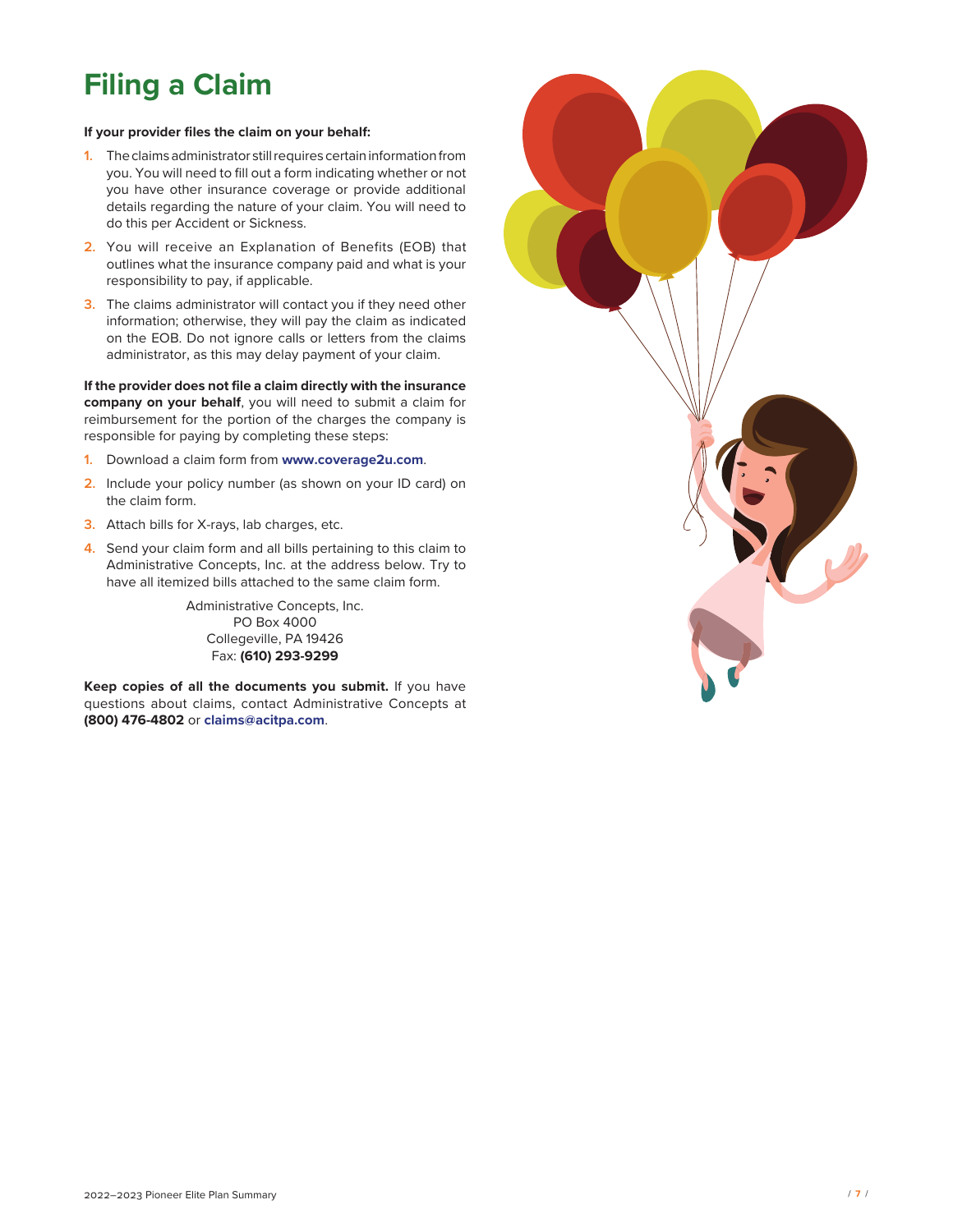# Filing a Claim

**If your provider files the claim on your behalf:**

1. The claims administrator still requires certain information from you. You will need to fill out a form indicating whether or not you have other insurance coverage or provide additional details regarding the nature of your claim. You will need to do this per Accident or Sickness.
2. You will receive an Explanation of Benefits (EOB) that outlines what the insurance company paid and what is your responsibility to pay, if applicable.
3. The claims administrator will contact you if they need other information; otherwise, they will pay the claim as indicated on the EOB. Do not ignore calls or letters from the claims administrator, as this may delay payment of your claim.

**If the provider does not file a claim directly with the insurance company on your behalf**, you will need to submit a claim for reimbursement for the portion of the charges the company is responsible for paying by completing these steps:

1. Download a claim form from **www.coverage2u.com**.
2. Include your policy number (as shown on your ID card) on the claim form.
3. Attach bills for X-rays, lab charges, etc.
4. Send your claim form and all bills pertaining to this claim to Administrative Concepts, Inc. at the address below. Try to have all itemized bills attached to the same claim form.

Administrative Concepts, Inc.
PO Box 4000
Collegeville, PA 19426
Fax: **(610) 293-9299**

**Keep copies of all the documents you submit.** If you have questions about claims, contact Administrative Concepts at **(800) 476-4802** or **claims@acitpa.com**.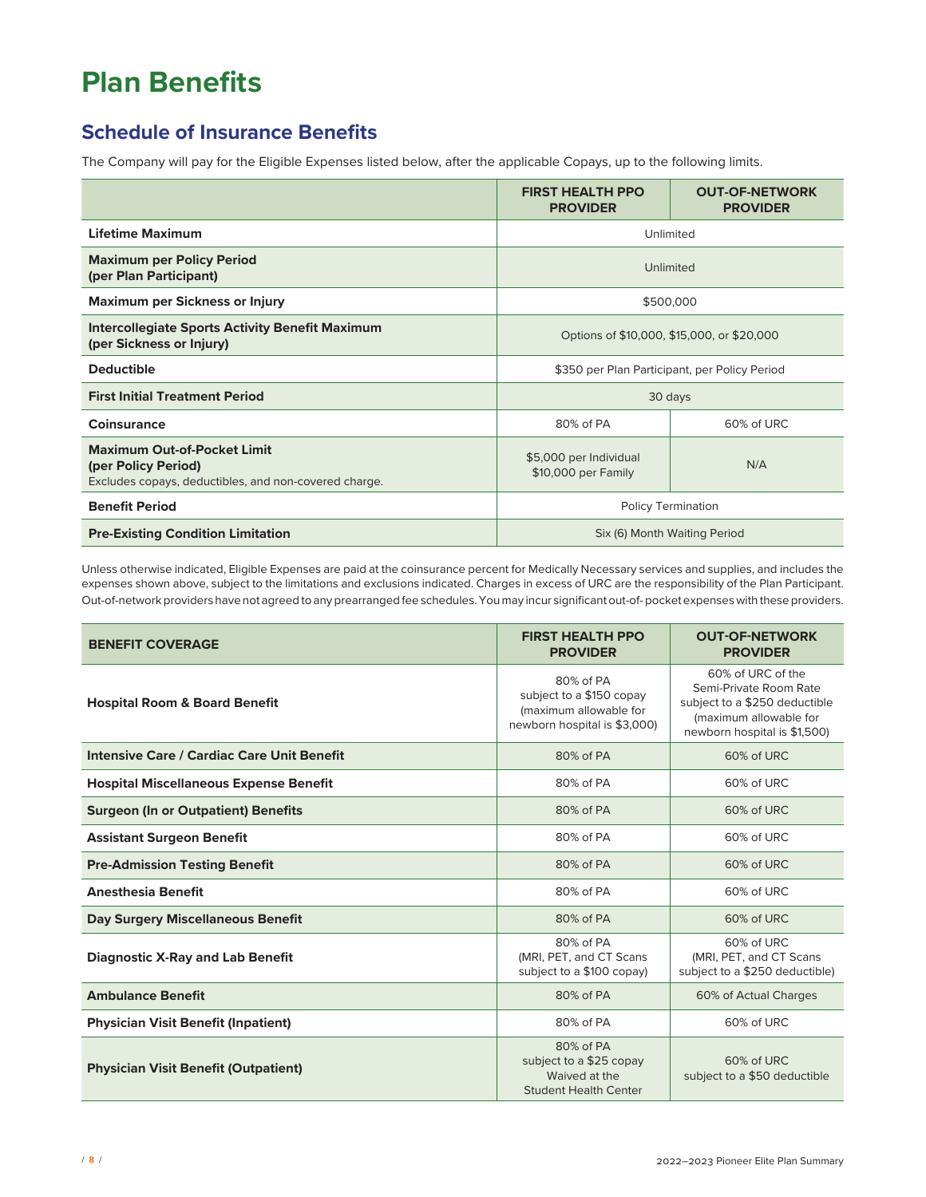# Plan Benefits

## Schedule of Insurance Benefits

The Company will pay for the Eligible Expenses listed below, after the applicable Copays, up to the following limits.

| | FIRST HEALTH PPO PROVIDER | OUT-OF-NETWORK PROVIDER |
|---|---|---|
| **Lifetime Maximum** | Unlimited | |
| **Maximum per Policy Period (per Plan Participant)** | Unlimited | |
| **Maximum per Sickness or Injury** | $500,000 | |
| **Intercollegiate Sports Activity Benefit Maximum (per Sickness or Injury)** | Options of $10,000, $15,000, or $20,000 | |
| **Deductible** | $350 per Plan Participant, per Policy Period | |
| **First Initial Treatment Period** | 30 days | |
| **Coinsurance** | 80% of PA | 60% of URC |
| **Maximum Out-of-Pocket Limit (per Policy Period)** Excludes copays, deductibles, and non-covered charge. | $5,000 per Individual $10,000 per Family | N/A |
| **Benefit Period** | Policy Termination | |
| **Pre-Existing Condition Limitation** | Six (6) Month Waiting Period | |

Unless otherwise indicated, Eligible Expenses are paid at the coinsurance percent for Medically Necessary services and supplies, and includes the expenses shown above, subject to the limitations and exclusions indicated. Charges in excess of URC are the responsibility of the Plan Participant. Out-of-network providers have not agreed to any prearranged fee schedules. You may incur significant out-of- pocket expenses with these providers.

| BENEFIT COVERAGE | FIRST HEALTH PPO PROVIDER | OUT-OF-NETWORK PROVIDER |
|---|---|---|
| **Hospital Room & Board Benefit** | 80% of PA subject to a $150 copay (maximum allowable for newborn hospital is $3,000) | 60% of URC of the Semi-Private Room Rate subject to a $250 deductible (maximum allowable for newborn hospital is $1,500) |
| **Intensive Care / Cardiac Care Unit Benefit** | 80% of PA | 60% of URC |
| **Hospital Miscellaneous Expense Benefit** | 80% of PA | 60% of URC |
| **Surgeon (In or Outpatient) Benefits** | 80% of PA | 60% of URC |
| **Assistant Surgeon Benefit** | 80% of PA | 60% of URC |
| **Pre-Admission Testing Benefit** | 80% of PA | 60% of URC |
| **Anesthesia Benefit** | 80% of PA | 60% of URC |
| **Day Surgery Miscellaneous Benefit** | 80% of PA | 60% of URC |
| **Diagnostic X-Ray and Lab Benefit** | 80% of PA (MRI, PET, and CT Scans subject to a $100 copay) | 60% of URC (MRI, PET, and CT Scans subject to a $250 deductible) |
| **Ambulance Benefit** | 80% of PA | 60% of Actual Charges |
| **Physician Visit Benefit (Inpatient)** | 80% of PA | 60% of URC |
| **Physician Visit Benefit (Outpatient)** | 80% of PA subject to a $25 copay Waived at the Student Health Center | 60% of URC subject to a $50 deductible |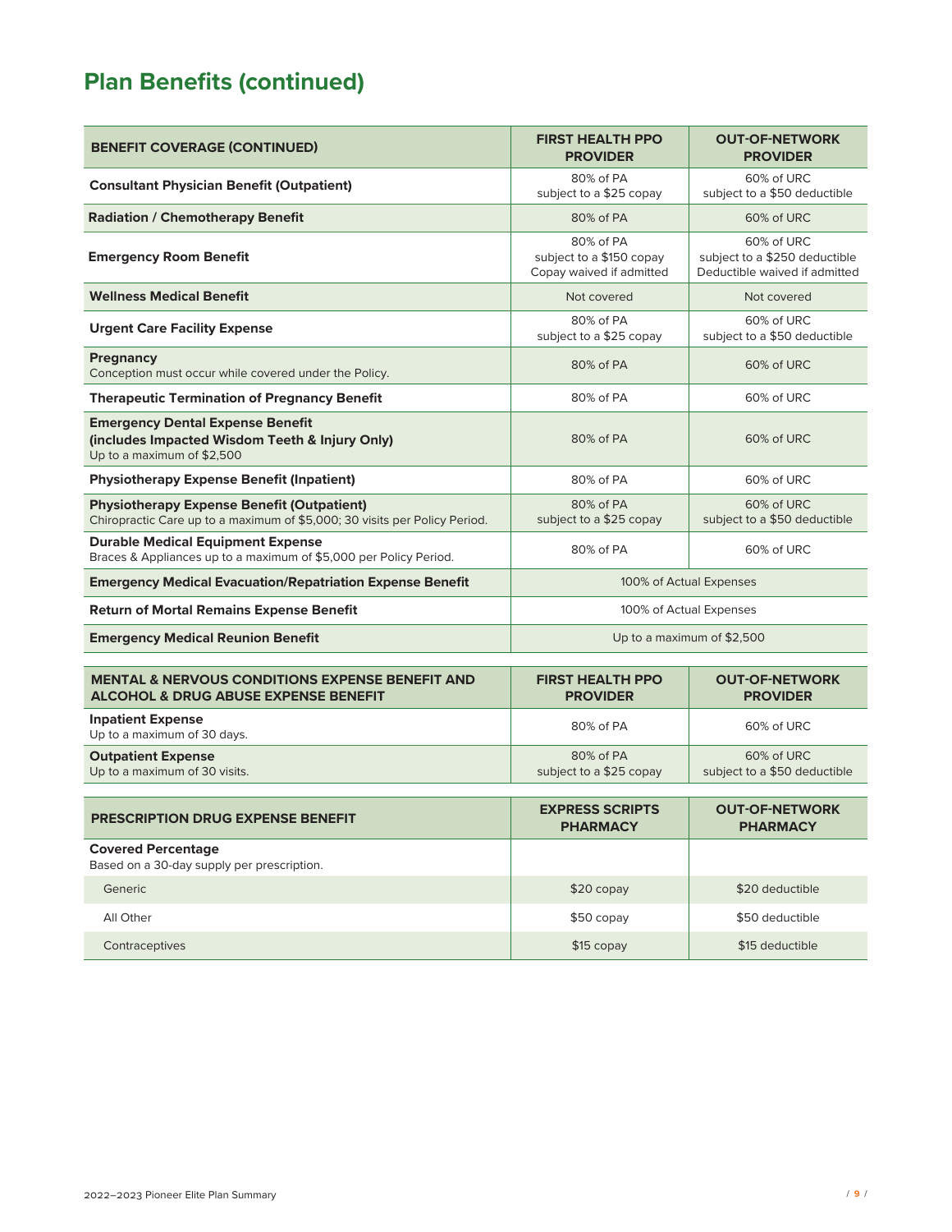## Plan Benefits (continued)

| BENEFIT COVERAGE (CONTINUED) | FIRST HEALTH PPO PROVIDER | OUT-OF-NETWORK PROVIDER |
|---|---|---|
| **Consultant Physician Benefit (Outpatient)** | 80% of PA subject to a $25 copay | 60% of URC subject to a $50 deductible |
| **Radiation / Chemotherapy Benefit** | 80% of PA | 60% of URC |
| **Emergency Room Benefit** | 80% of PA subject to a $150 copay Copay waived if admitted | 60% of URC subject to a $250 deductible Deductible waived if admitted |
| **Wellness Medical Benefit** | Not covered | Not covered |
| **Urgent Care Facility Expense** | 80% of PA subject to a $25 copay | 60% of URC subject to a $50 deductible |
| **Pregnancy** Conception must occur while covered under the Policy. | 80% of PA | 60% of URC |
| **Therapeutic Termination of Pregnancy Benefit** | 80% of PA | 60% of URC |
| **Emergency Dental Expense Benefit (includes Impacted Wisdom Teeth & Injury Only)** Up to a maximum of $2,500 | 80% of PA | 60% of URC |
| **Physiotherapy Expense Benefit (Inpatient)** | 80% of PA | 60% of URC |
| **Physiotherapy Expense Benefit (Outpatient)** Chiropractic Care up to a maximum of $5,000; 30 visits per Policy Period. | 80% of PA subject to a $25 copay | 60% of URC subject to a $50 deductible |
| **Durable Medical Equipment Expense** Braces & Appliances up to a maximum of $5,000 per Policy Period. | 80% of PA | 60% of URC |
| **Emergency Medical Evacuation/Repatriation Expense Benefit** | 100% of Actual Expenses | |
| **Return of Mortal Remains Expense Benefit** | 100% of Actual Expenses | |
| **Emergency Medical Reunion Benefit** | Up to a maximum of $2,500 | |

| MENTAL & NERVOUS CONDITIONS EXPENSE BENEFIT AND ALCOHOL & DRUG ABUSE EXPENSE BENEFIT | FIRST HEALTH PPO PROVIDER | OUT-OF-NETWORK PROVIDER |
|---|---|---|
| **Inpatient Expense** Up to a maximum of 30 days. | 80% of PA | 60% of URC |
| **Outpatient Expense** Up to a maximum of 30 visits. | 80% of PA subject to a $25 copay | 60% of URC subject to a $50 deductible |

| PRESCRIPTION DRUG EXPENSE BENEFIT | EXPRESS SCRIPTS PHARMACY | OUT-OF-NETWORK PHARMACY |
|---|---|---|
| **Covered Percentage** Based on a 30-day supply per prescription. | | |
| Generic | $20 copay | $20 deductible |
| All Other | $50 copay | $50 deductible |
| Contraceptives | $15 copay | $15 deductible |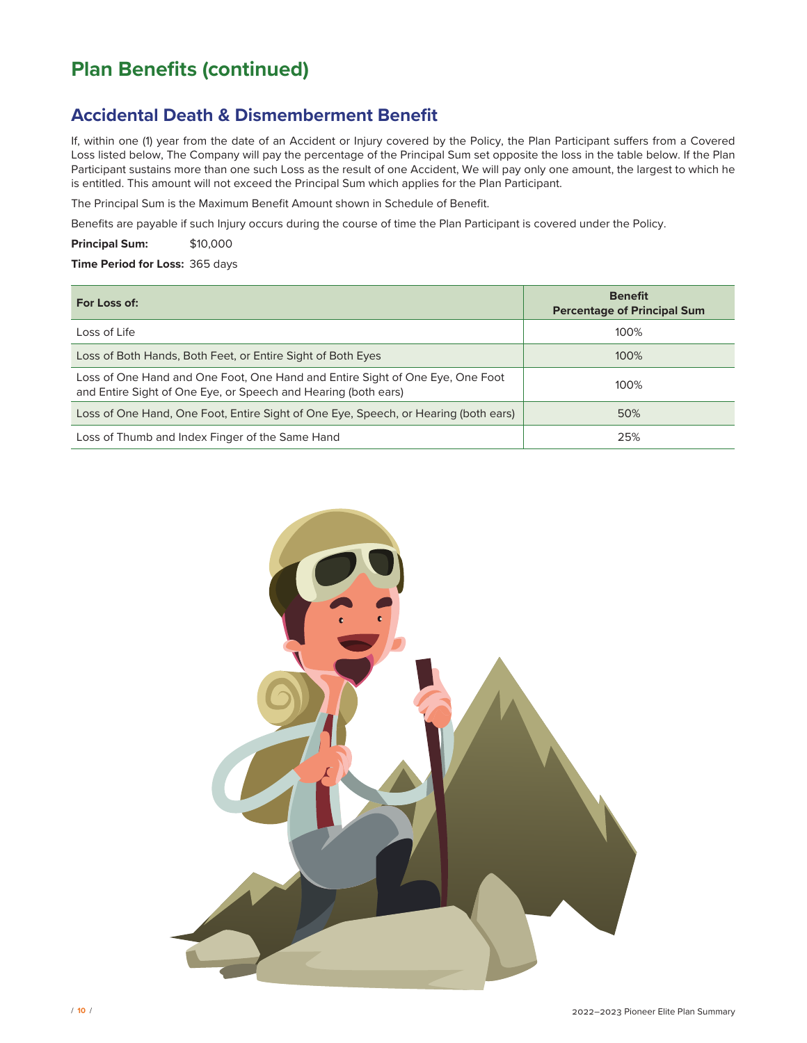# Plan Benefits (continued)

## Accidental Death & Dismemberment Benefit

If, within one (1) year from the date of an Accident or Injury covered by the Policy, the Plan Participant suffers from a Covered Loss listed below, The Company will pay the percentage of the Principal Sum set opposite the loss in the table below. If the Plan Participant sustains more than one such Loss as the result of one Accident, We will pay only one amount, the largest to which he is entitled. This amount will not exceed the Principal Sum which applies for the Plan Participant.

The Principal Sum is the Maximum Benefit Amount shown in Schedule of Benefit.

Benefits are payable if such Injury occurs during the course of time the Plan Participant is covered under the Policy.

**Principal Sum:** $10,000

**Time Period for Loss:** 365 days

| For Loss of: | Benefit Percentage of Principal Sum |
|---|---|
| Loss of Life | 100% |
| Loss of Both Hands, Both Feet, or Entire Sight of Both Eyes | 100% |
| Loss of One Hand and One Foot, One Hand and Entire Sight of One Eye, One Foot and Entire Sight of One Eye, or Speech and Hearing (both ears) | 100% |
| Loss of One Hand, One Foot, Entire Sight of One Eye, Speech, or Hearing (both ears) | 50% |
| Loss of Thumb and Index Finger of the Same Hand | 25% |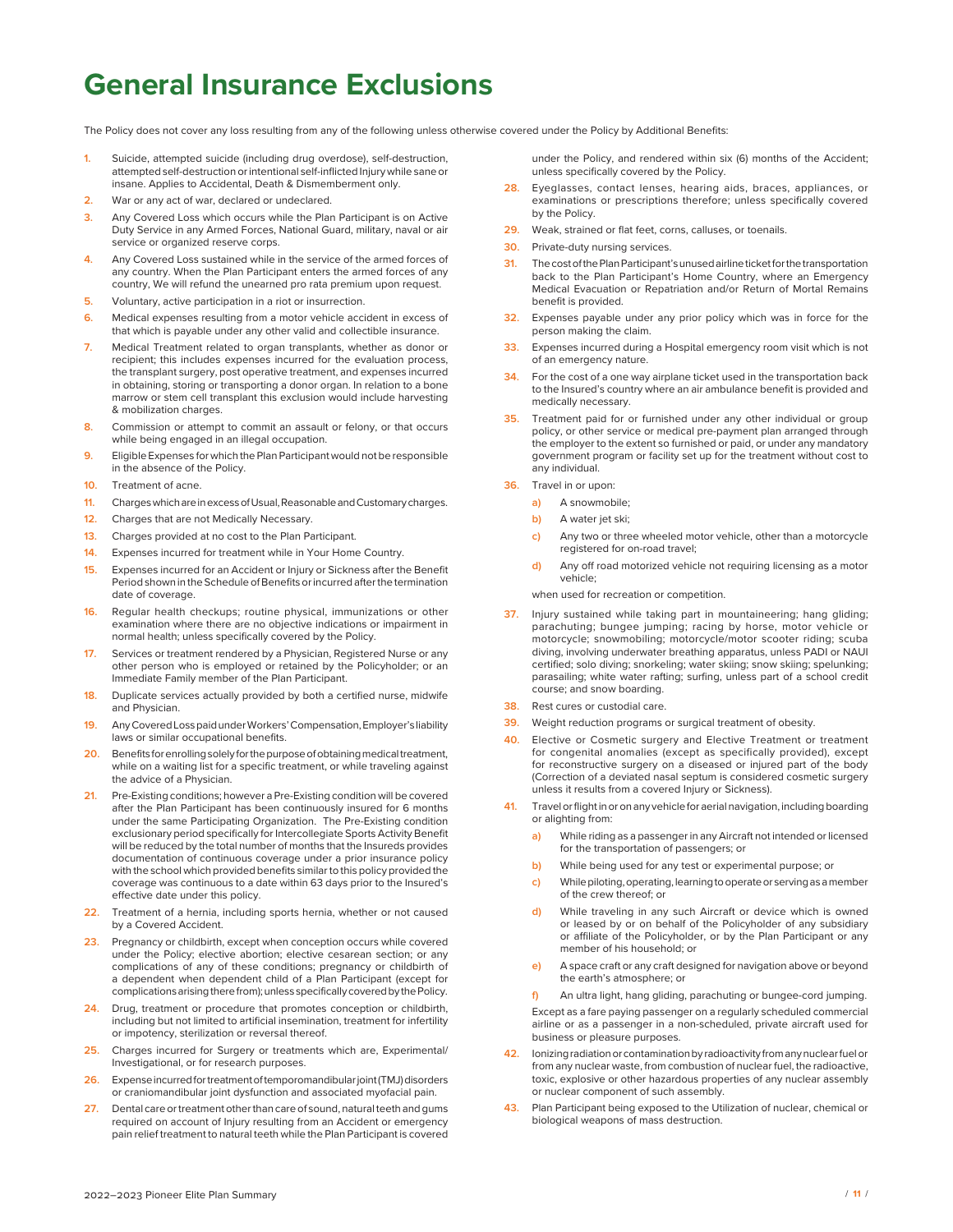# General Insurance Exclusions

The Policy does not cover any loss resulting from any of the following unless otherwise covered under the Policy by Additional Benefits:

1. Suicide, attempted suicide (including drug overdose), self-destruction, attempted self-destruction or intentional self-inflicted Injury while sane or insane. Applies to Accidental, Death & Dismemberment only.
2. War or any act of war, declared or undeclared.
3. Any Covered Loss which occurs while the Plan Participant is on Active Duty Service in any Armed Forces, National Guard, military, naval or air service or organized reserve corps.
4. Any Covered Loss sustained while in the service of the armed forces of any country. When the Plan Participant enters the armed forces of any country, We will refund the unearned pro rata premium upon request.
5. Voluntary, active participation in a riot or insurrection.
6. Medical expenses resulting from a motor vehicle accident in excess of that which is payable under any other valid and collectible insurance.
7. Medical Treatment related to organ transplants, whether as donor or recipient; this includes expenses incurred for the evaluation process, the transplant surgery, post operative treatment, and expenses incurred in obtaining, storing or transporting a donor organ. In relation to a bone marrow or stem cell transplant this exclusion would include harvesting & mobilization charges.
8. Commission or attempt to commit an assault or felony, or that occurs while being engaged in an illegal occupation.
9. Eligible Expenses for which the Plan Participant would not be responsible in the absence of the Policy.
10. Treatment of acne.
11. Charges which are in excess of Usual, Reasonable and Customary charges.
12. Charges that are not Medically Necessary.
13. Charges provided at no cost to the Plan Participant.
14. Expenses incurred for treatment while in Your Home Country.
15. Expenses incurred for an Accident or Injury or Sickness after the Benefit Period shown in the Schedule of Benefits or incurred after the termination date of coverage.
16. Regular health checkups; routine physical, immunizations or other examination where there are no objective indications or impairment in normal health; unless specifically covered by the Policy.
17. Services or treatment rendered by a Physician, Registered Nurse or any other person who is employed or retained by the Policyholder; or an Immediate Family member of the Plan Participant.
18. Duplicate services actually provided by both a certified nurse, midwife and Physician.
19. Any Covered Loss paid under Workers' Compensation, Employer's liability laws or similar occupational benefits.
20. Benefits for enrolling solely for the purpose of obtaining medical treatment, while on a waiting list for a specific treatment, or while traveling against the advice of a Physician.
21. Pre-Existing conditions; however a Pre-Existing condition will be covered after the Plan Participant has been continuously insured for 6 months under the same Participating Organization. The Pre-Existing condition exclusionary period specifically for Intercollegiate Sports Activity Benefit will be reduced by the total number of months that the Insureds provides documentation of continuous coverage under a prior insurance policy with the school which provided benefits similar to this policy provided the coverage was continuous to a date within 63 days prior to the Insured's effective date under this policy.
22. Treatment of a hernia, including sports hernia, whether or not caused by a Covered Accident.
23. Pregnancy or childbirth, except when conception occurs while covered under the Policy; elective abortion; elective cesarean section; or any complications of any of these conditions; pregnancy or childbirth of a dependent when dependent child of a Plan Participant (except for complications arising there from); unless specifically covered by the Policy.
24. Drug, treatment or procedure that promotes conception or childbirth, including but not limited to artificial insemination, treatment for infertility or impotency, sterilization or reversal thereof.
25. Charges incurred for Surgery or treatments which are, Experimental/ Investigational, or for research purposes.
26. Expense incurred for treatment of temporomandibular joint (TMJ) disorders or craniomandibular joint dysfunction and associated myofacial pain.
27. Dental care or treatment other than care of sound, natural teeth and gums required on account of Injury resulting from an Accident or emergency pain relief treatment to natural teeth while the Plan Participant is covered under the Policy, and rendered within six (6) months of the Accident; unless specifically covered by the Policy.
28. Eyeglasses, contact lenses, hearing aids, braces, appliances, or examinations or prescriptions therefore; unless specifically covered by the Policy.
29. Weak, strained or flat feet, corns, calluses, or toenails.
30. Private-duty nursing services.
31. The cost of the Plan Participant's unused airline ticket for the transportation back to the Plan Participant's Home Country, where an Emergency Medical Evacuation or Repatriation and/or Return of Mortal Remains benefit is provided.
32. Expenses payable under any prior policy which was in force for the person making the claim.
33. Expenses incurred during a Hospital emergency room visit which is not of an emergency nature.
34. For the cost of a one way airplane ticket used in the transportation back to the Insured's country where an air ambulance benefit is provided and medically necessary.
35. Treatment paid for or furnished under any other individual or group policy, or other service or medical pre-payment plan arranged through the employer to the extent so furnished or paid, or under any mandatory government program or facility set up for the treatment without cost to any individual.
36. Travel in or upon:
    a) A snowmobile;
    b) A water jet ski;
    c) Any two or three wheeled motor vehicle, other than a motorcycle registered for on-road travel;
    d) Any off road motorized vehicle not requiring licensing as a motor vehicle;

    when used for recreation or competition.
37. Injury sustained while taking part in mountaineering; hang gliding; parachuting; bungee jumping; racing by horse, motor vehicle or motorcycle; snowmobiling; motorcycle/motor scooter riding; scuba diving, involving underwater breathing apparatus, unless PADI or NAUI certified; solo diving; snorkeling; water skiing; snow skiing; spelunking; parasailing; white water rafting; surfing, unless part of a school credit course; and snow boarding.
38. Rest cures or custodial care.
39. Weight reduction programs or surgical treatment of obesity.
40. Elective or Cosmetic surgery and Elective Treatment or treatment for congenital anomalies (except as specifically provided), except for reconstructive surgery on a diseased or injured part of the body (Correction of a deviated nasal septum is considered cosmetic surgery unless it results from a covered Injury or Sickness).
41. Travel or flight in or on any vehicle for aerial navigation, including boarding or alighting from:
    a) While riding as a passenger in any Aircraft not intended or licensed for the transportation of passengers; or
    b) While being used for any test or experimental purpose; or
    c) While piloting, operating, learning to operate or serving as a member of the crew thereof; or
    d) While traveling in any such Aircraft or device which is owned or leased by or on behalf of the Policyholder of any subsidiary or affiliate of the Policyholder, or by the Plan Participant or any member of his household; or
    e) A space craft or any craft designed for navigation above or beyond the earth's atmosphere; or
    f) An ultra light, hang gliding, parachuting or bungee-cord jumping.

    Except as a fare paying passenger on a regularly scheduled commercial airline or as a passenger in a non-scheduled, private aircraft used for business or pleasure purposes.
42. Ionizing radiation or contamination by radioactivity from any nuclear fuel or from any nuclear waste, from combustion of nuclear fuel, the radioactive, toxic, explosive or other hazardous properties of any nuclear assembly or nuclear component of such assembly.
43. Plan Participant being exposed to the Utilization of nuclear, chemical or biological weapons of mass destruction.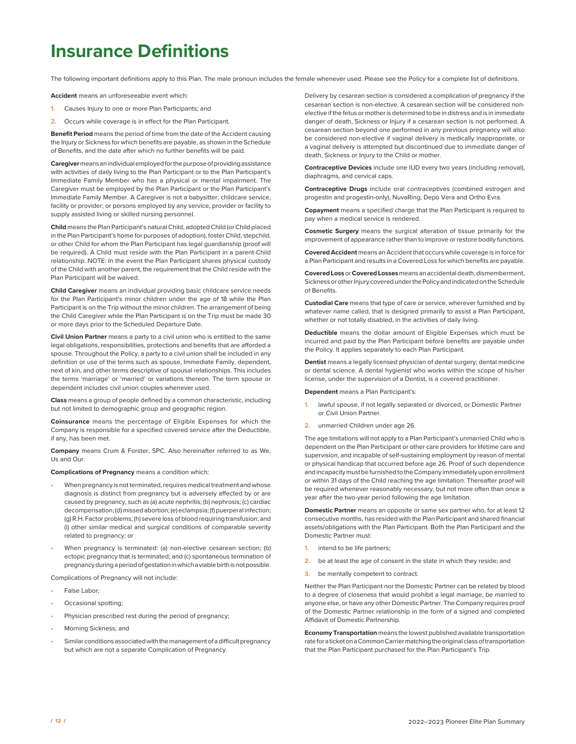# Insurance Definitions

The following important definitions apply to this Plan. The male pronoun includes the female whenever used. Please see the Policy for a complete list of definitions.

**Accident** means an unforeseeable event which:

1. Causes Injury to one or more Plan Participants; and
2. Occurs while coverage is in effect for the Plan Participant.

**Benefit Period** means the period of time from the date of the Accident causing the Injury or Sickness for which benefits are payable, as shown in the Schedule of Benefits, and the date after which no further benefits will be paid.

**Caregiver** means an individual employed for the purpose of providing assistance with activities of daily living to the Plan Participant or to the Plan Participant's Immediate Family Member who has a physical or mental impairment. The Caregiver must be employed by the Plan Participant or the Plan Participant's Immediate Family Member. A Caregiver is not a babysitter; childcare service, facility or provider; or persons employed by any service, provider or facility to supply assisted living or skilled nursing personnel.

**Child** means the Plan Participant's natural Child, adopted Child (or Child placed in the Plan Participant's home for purposes of adoption), foster Child, stepchild, or other Child for whom the Plan Participant has legal guardianship (proof will be required). A Child must reside with the Plan Participant in a parent-Child relationship. NOTE: In the event the Plan Participant shares physical custody of the Child with another parent, the requirement that the Child reside with the Plan Participant will be waived.

**Child Caregiver** means an individual providing basic childcare service needs for the Plan Participant's minor children under the age of 18 while the Plan Participant is on the Trip without the minor children. The arrangement of being the Child Caregiver while the Plan Participant is on the Trip must be made 30 or more days prior to the Scheduled Departure Date.

**Civil Union Partner** means a party to a civil union who is entitled to the same legal obligations, responsibilities, protections and benefits that are afforded a spouse. Throughout the Policy, a party to a civil union shall be included in any definition or use of the terms such as spouse, Immediate Family, dependent, next of kin, and other terms descriptive of spousal relationships. This includes the terms 'marriage' or 'married' or variations thereon. The term spouse or dependent includes civil union couples whenever used.

**Class** means a group of people defined by a common characteristic, including but not limited to demographic group and geographic region.

**Coinsurance** means the percentage of Eligible Expenses for which the Company is responsible for a specified covered service after the Deductible, if any, has been met.

**Company** means Crum & Forster, SPC. Also hereinafter referred to as We, Us and Our.

**Complications of Pregnancy** means a condition which:

- When pregnancy is not terminated, requires medical treatment and whose diagnosis is distinct from pregnancy but is adversely affected by or are caused by pregnancy, such as (a) acute nephritis; (b) nephrosis; (c) cardiac decompensation; (d) missed abortion; (e) eclampsia; (f) puerperal infection; (g) R.H. Factor problems; (h) severe loss of blood requiring transfusion; and (i) other similar medical and surgical conditions of comparable severity related to pregnancy; or
- When pregnancy is terminated: (a) non-elective cesarean section; (b) ectopic pregnancy that is terminated; and (c) spontaneous termination of pregnancy during a period of gestation in which a viable birth is not possible.

Complications of Pregnancy will not include:

- False Labor;
- Occasional spotting;
- Physician prescribed rest during the period of pregnancy;
- Morning Sickness; and
- Similar conditions associated with the management of a difficult pregnancy but which are not a separate Complication of Pregnancy.

Delivery by cesarean section is considered a complication of pregnancy if the cesarean section is non-elective. A cesarean section will be considered non-elective if the fetus or mother is determined to be in distress and is in immediate danger of death, Sickness or Injury if a cesarean section is not performed. A cesarean section beyond one performed in any previous pregnancy will also be considered non-elective if vaginal delivery is medically inappropriate, or a vaginal delivery is attempted but discontinued due to immediate danger of death, Sickness or Injury to the Child or mother.

**Contraceptive Devices** include one IUD every two years (including removal), diaphragms, and cervical caps.

**Contraceptive Drugs** include oral contraceptives (combined estrogen and progestin and progestin-only), NuvaRing, Depo Vera and Ortho Evra.

**Copayment** means a specified charge that the Plan Participant is required to pay when a medical service is rendered.

**Cosmetic Surgery** means the surgical alteration of tissue primarily for the improvement of appearance rather than to improve or restore bodily functions.

**Covered Accident** means an Accident that occurs while coverage is in force for a Plan Participant and results in a Covered Loss for which benefits are payable.

**Covered Loss** or **Covered Losses** means an accidental death, dismemberment, Sickness or other Injury covered under the Policy and indicated on the Schedule of Benefits.

**Custodial Care** means that type of care or service, wherever furnished and by whatever name called, that is designed primarily to assist a Plan Participant, whether or not totally disabled, in the activities of daily living.

**Deductible** means the dollar amount of Eligible Expenses which must be incurred and paid by the Plan Participant before benefits are payable under the Policy. It applies separately to each Plan Participant.

**Dentist** means a legally licensed physician of dental surgery; dental medicine or dental science. A dental hygienist who works within the scope of his/her license, under the supervision of a Dentist, is a covered practitioner.

**Dependent** means a Plan Participant's:

1. lawful spouse, if not legally separated or divorced, or Domestic Partner or Civil Union Partner.
2. unmarried Children under age 26.

The age limitations will not apply to a Plan Participant's unmarried Child who is dependent on the Plan Participant or other care providers for lifetime care and supervision, and incapable of self-sustaining employment by reason of mental or physical handicap that occurred before age 26. Proof of such dependence and incapacity must be furnished to the Company immediately upon enrollment or within 31 days of the Child reaching the age limitation. Thereafter proof will be required whenever reasonably necessary, but not more often than once a year after the two-year period following the age limitation.

**Domestic Partner** means an opposite or same sex partner who, for at least 12 consecutive months, has resided with the Plan Participant and shared financial assets/obligations with the Plan Participant. Both the Plan Participant and the Domestic Partner must:

1. intend to be life partners;
2. be at least the age of consent in the state in which they reside; and
3. be mentally competent to contract.

Neither the Plan Participant nor the Domestic Partner can be related by blood to a degree of closeness that would prohibit a legal marriage, be married to anyone else, or have any other Domestic Partner. The Company requires proof of the Domestic Partner relationship in the form of a signed and completed Affidavit of Domestic Partnership.

**Economy Transportation** means the lowest published available transportation rate for a ticket on a Common Carrier matching the original class of transportation that the Plan Participant purchased for the Plan Participant's Trip.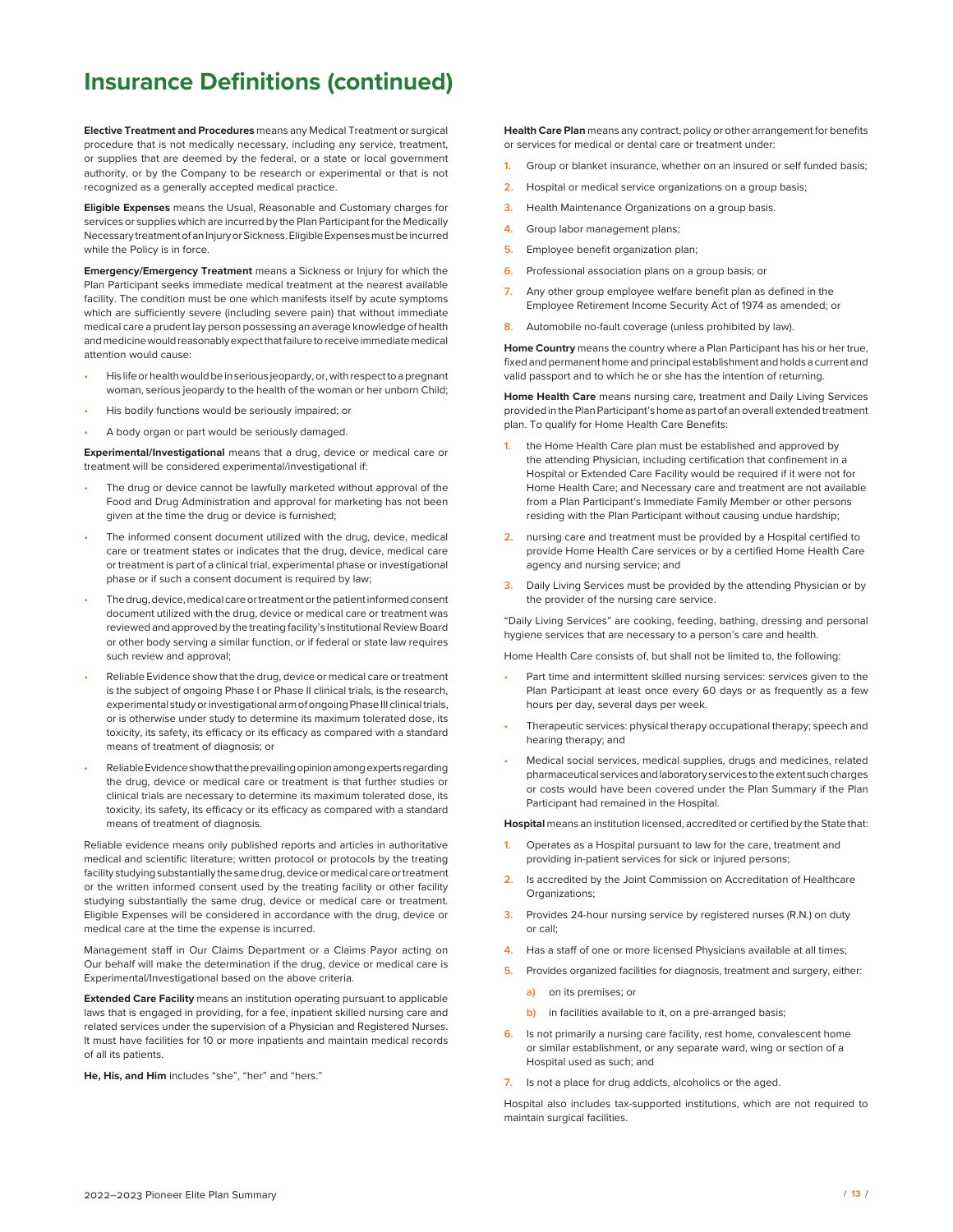# Insurance Definitions (continued)

**Elective Treatment and Procedures** means any Medical Treatment or surgical procedure that is not medically necessary, including any service, treatment, or supplies that are deemed by the federal, or a state or local government authority, or by the Company to be research or experimental or that is not recognized as a generally accepted medical practice.

**Eligible Expenses** means the Usual, Reasonable and Customary charges for services or supplies which are incurred by the Plan Participant for the Medically Necessary treatment of an Injury or Sickness. Eligible Expenses must be incurred while the Policy is in force.

**Emergency/Emergency Treatment** means a Sickness or Injury for which the Plan Participant seeks immediate medical treatment at the nearest available facility. The condition must be one which manifests itself by acute symptoms which are sufficiently severe (including severe pain) that without immediate medical care a prudent lay person possessing an average knowledge of health and medicine would reasonably expect that failure to receive immediate medical attention would cause:

- His life or health would be in serious jeopardy, or, with respect to a pregnant woman, serious jeopardy to the health of the woman or her unborn Child;
- His bodily functions would be seriously impaired; or
- A body organ or part would be seriously damaged.

**Experimental/Investigational** means that a drug, device or medical care or treatment will be considered experimental/investigational if:

- The drug or device cannot be lawfully marketed without approval of the Food and Drug Administration and approval for marketing has not been given at the time the drug or device is furnished;
- The informed consent document utilized with the drug, device, medical care or treatment states or indicates that the drug, device, medical care or treatment is part of a clinical trial, experimental phase or investigational phase or if such a consent document is required by law;
- The drug, device, medical care or treatment or the patient informed consent document utilized with the drug, device or medical care or treatment was reviewed and approved by the treating facility's Institutional Review Board or other body serving a similar function, or if federal or state law requires such review and approval;
- Reliable Evidence show that the drug, device or medical care or treatment is the subject of ongoing Phase I or Phase II clinical trials, is the research, experimental study or investigational arm of ongoing Phase III clinical trials, or is otherwise under study to determine its maximum tolerated dose, its toxicity, its safety, its efficacy or its efficacy as compared with a standard means of treatment of diagnosis; or
- Reliable Evidence show that the prevailing opinion among experts regarding the drug, device or medical care or treatment is that further studies or clinical trials are necessary to determine its maximum tolerated dose, its toxicity, its safety, its efficacy or its efficacy as compared with a standard means of treatment of diagnosis.

Reliable evidence means only published reports and articles in authoritative medical and scientific literature; written protocol or protocols by the treating facility studying substantially the same drug, device or medical care or treatment or the written informed consent used by the treating facility or other facility studying substantially the same drug, device or medical care or treatment. Eligible Expenses will be considered in accordance with the drug, device or medical care at the time the expense is incurred.

Management staff in Our Claims Department or a Claims Payor acting on Our behalf will make the determination if the drug, device or medical care is Experimental/Investigational based on the above criteria.

**Extended Care Facility** means an institution operating pursuant to applicable laws that is engaged in providing, for a fee, inpatient skilled nursing care and related services under the supervision of a Physician and Registered Nurses. It must have facilities for 10 or more inpatients and maintain medical records of all its patients.

**He, His, and Him** includes "she", "her" and "hers."

**Health Care Plan** means any contract, policy or other arrangement for benefits or services for medical or dental care or treatment under:

1. Group or blanket insurance, whether on an insured or self funded basis;
2. Hospital or medical service organizations on a group basis;
3. Health Maintenance Organizations on a group basis.
4. Group labor management plans;
5. Employee benefit organization plan;
6. Professional association plans on a group basis; or
7. Any other group employee welfare benefit plan as defined in the Employee Retirement Income Security Act of 1974 as amended; or
8. Automobile no-fault coverage (unless prohibited by law).

**Home Country** means the country where a Plan Participant has his or her true, fixed and permanent home and principal establishment and holds a current and valid passport and to which he or she has the intention of returning.

**Home Health Care** means nursing care, treatment and Daily Living Services provided in the Plan Participant's home as part of an overall extended treatment plan. To qualify for Home Health Care Benefits:

1. the Home Health Care plan must be established and approved by the attending Physician, including certification that confinement in a Hospital or Extended Care Facility would be required if it were not for Home Health Care; and Necessary care and treatment are not available from a Plan Participant's Immediate Family Member or other persons residing with the Plan Participant without causing undue hardship;
2. nursing care and treatment must be provided by a Hospital certified to provide Home Health Care services or by a certified Home Health Care agency and nursing service; and
3. Daily Living Services must be provided by the attending Physician or by the provider of the nursing care service.

"Daily Living Services" are cooking, feeding, bathing, dressing and personal hygiene services that are necessary to a person's care and health.

Home Health Care consists of, but shall not be limited to, the following:

- Part time and intermittent skilled nursing services: services given to the Plan Participant at least once every 60 days or as frequently as a few hours per day, several days per week.
- Therapeutic services: physical therapy occupational therapy; speech and hearing therapy; and
- Medical social services, medical supplies, drugs and medicines, related pharmaceutical services and laboratory services to the extent such charges or costs would have been covered under the Plan Summary if the Plan Participant had remained in the Hospital.

**Hospital** means an institution licensed, accredited or certified by the State that:

1. Operates as a Hospital pursuant to law for the care, treatment and providing in-patient services for sick or injured persons;
2. Is accredited by the Joint Commission on Accreditation of Healthcare Organizations;
3. Provides 24-hour nursing service by registered nurses (R.N.) on duty or call;
4. Has a staff of one or more licensed Physicians available at all times;
5. Provides organized facilities for diagnosis, treatment and surgery, either:
   a) on its premises; or
   b) in facilities available to it, on a pre-arranged basis;
6. Is not primarily a nursing care facility, rest home, convalescent home or similar establishment, or any separate ward, wing or section of a Hospital used as such; and
7. Is not a place for drug addicts, alcoholics or the aged.

Hospital also includes tax-supported institutions, which are not required to maintain surgical facilities.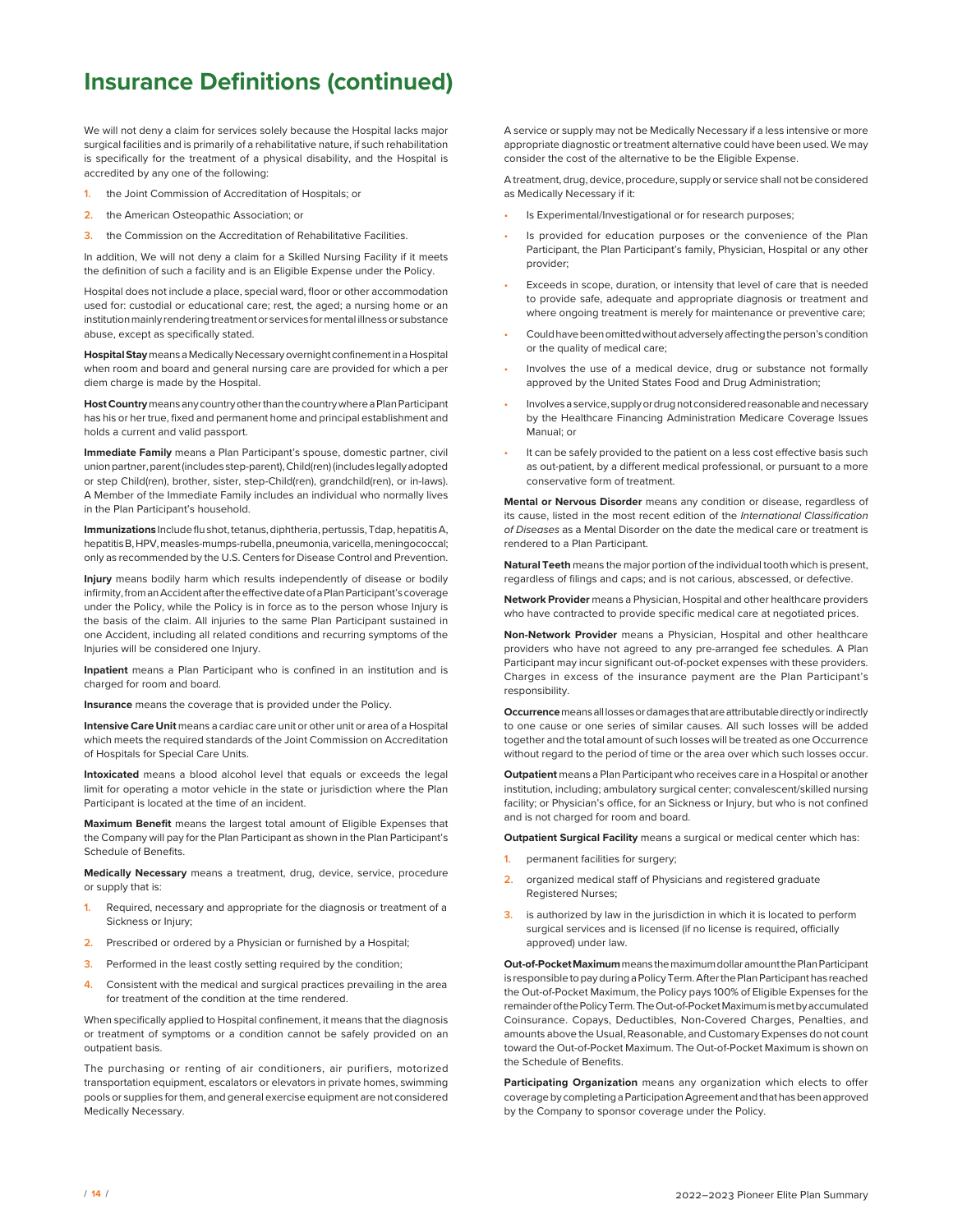# Insurance Definitions (continued)

We will not deny a claim for services solely because the Hospital lacks major surgical facilities and is primarily of a rehabilitative nature, if such rehabilitation is specifically for the treatment of a physical disability, and the Hospital is accredited by any one of the following:

1. the Joint Commission of Accreditation of Hospitals; or
2. the American Osteopathic Association; or
3. the Commission on the Accreditation of Rehabilitative Facilities.

In addition, We will not deny a claim for a Skilled Nursing Facility if it meets the definition of such a facility and is an Eligible Expense under the Policy.

Hospital does not include a place, special ward, floor or other accommodation used for: custodial or educational care; rest, the aged; a nursing home or an institution mainly rendering treatment or services for mental illness or substance abuse, except as specifically stated.

**Hospital Stay** means a Medically Necessary overnight confinement in a Hospital when room and board and general nursing care are provided for which a per diem charge is made by the Hospital.

**Host Country** means any country other than the country where a Plan Participant has his or her true, fixed and permanent home and principal establishment and holds a current and valid passport.

**Immediate Family** means a Plan Participant's spouse, domestic partner, civil union partner, parent (includes step-parent), Child(ren) (includes legally adopted or step Child(ren), brother, sister, step-Child(ren), grandchild(ren), or in-laws). A Member of the Immediate Family includes an individual who normally lives in the Plan Participant's household.

**Immunizations** Include flu shot, tetanus, diphtheria, pertussis, Tdap, hepatitis A, hepatitis B, HPV, measles-mumps-rubella, pneumonia, varicella, meningococcal; only as recommended by the U.S. Centers for Disease Control and Prevention.

**Injury** means bodily harm which results independently of disease or bodily infirmity, from an Accident after the effective date of a Plan Participant's coverage under the Policy, while the Policy is in force as to the person whose Injury is the basis of the claim. All injuries to the same Plan Participant sustained in one Accident, including all related conditions and recurring symptoms of the Injuries will be considered one Injury.

**Inpatient** means a Plan Participant who is confined in an institution and is charged for room and board.

**Insurance** means the coverage that is provided under the Policy.

**Intensive Care Unit** means a cardiac care unit or other unit or area of a Hospital which meets the required standards of the Joint Commission on Accreditation of Hospitals for Special Care Units.

**Intoxicated** means a blood alcohol level that equals or exceeds the legal limit for operating a motor vehicle in the state or jurisdiction where the Plan Participant is located at the time of an incident.

**Maximum Benefit** means the largest total amount of Eligible Expenses that the Company will pay for the Plan Participant as shown in the Plan Participant's Schedule of Benefits.

**Medically Necessary** means a treatment, drug, device, service, procedure or supply that is:

1. Required, necessary and appropriate for the diagnosis or treatment of a Sickness or Injury;
2. Prescribed or ordered by a Physician or furnished by a Hospital;
3. Performed in the least costly setting required by the condition;
4. Consistent with the medical and surgical practices prevailing in the area for treatment of the condition at the time rendered.

When specifically applied to Hospital confinement, it means that the diagnosis or treatment of symptoms or a condition cannot be safely provided on an outpatient basis.

The purchasing or renting of air conditioners, air purifiers, motorized transportation equipment, escalators or elevators in private homes, swimming pools or supplies for them, and general exercise equipment are not considered Medically Necessary.

A service or supply may not be Medically Necessary if a less intensive or more appropriate diagnostic or treatment alternative could have been used. We may consider the cost of the alternative to be the Eligible Expense.

A treatment, drug, device, procedure, supply or service shall not be considered as Medically Necessary if it:

- Is Experimental/Investigational or for research purposes;
- Is provided for education purposes or the convenience of the Plan Participant, the Plan Participant's family, Physician, Hospital or any other provider;
- Exceeds in scope, duration, or intensity that level of care that is needed to provide safe, adequate and appropriate diagnosis or treatment and where ongoing treatment is merely for maintenance or preventive care;
- Could have been omitted without adversely affecting the person's condition or the quality of medical care;
- Involves the use of a medical device, drug or substance not formally approved by the United States Food and Drug Administration;
- Involves a service, supply or drug not considered reasonable and necessary by the Healthcare Financing Administration Medicare Coverage Issues Manual; or
- It can be safely provided to the patient on a less cost effective basis such as out-patient, by a different medical professional, or pursuant to a more conservative form of treatment.

**Mental or Nervous Disorder** means any condition or disease, regardless of its cause, listed in the most recent edition of the *International Classification of Diseases* as a Mental Disorder on the date the medical care or treatment is rendered to a Plan Participant.

**Natural Teeth** means the major portion of the individual tooth which is present, regardless of filings and caps; and is not carious, abscessed, or defective.

**Network Provider** means a Physician, Hospital and other healthcare providers who have contracted to provide specific medical care at negotiated prices.

**Non-Network Provider** means a Physician, Hospital and other healthcare providers who have not agreed to any pre-arranged fee schedules. A Plan Participant may incur significant out-of-pocket expenses with these providers. Charges in excess of the insurance payment are the Plan Participant's responsibility.

**Occurrence** means all losses or damages that are attributable directly or indirectly to one cause or one series of similar causes. All such losses will be added together and the total amount of such losses will be treated as one Occurrence without regard to the period of time or the area over which such losses occur.

**Outpatient** means a Plan Participant who receives care in a Hospital or another institution, including; ambulatory surgical center; convalescent/skilled nursing facility; or Physician's office, for an Sickness or Injury, but who is not confined and is not charged for room and board.

**Outpatient Surgical Facility** means a surgical or medical center which has:

1. permanent facilities for surgery;
2. organized medical staff of Physicians and registered graduate Registered Nurses;
3. is authorized by law in the jurisdiction in which it is located to perform surgical services and is licensed (if no license is required, officially approved) under law.

**Out-of-Pocket Maximum** means the maximum dollar amount the Plan Participant is responsible to pay during a Policy Term. After the Plan Participant has reached the Out-of-Pocket Maximum, the Policy pays 100% of Eligible Expenses for the remainder of the Policy Term. The Out-of-Pocket Maximum is met by accumulated Coinsurance. Copays, Deductibles, Non-Covered Charges, Penalties, and amounts above the Usual, Reasonable, and Customary Expenses do not count toward the Out-of-Pocket Maximum. The Out-of-Pocket Maximum is shown on the Schedule of Benefits.

**Participating Organization** means any organization which elects to offer coverage by completing a Participation Agreement and that has been approved by the Company to sponsor coverage under the Policy.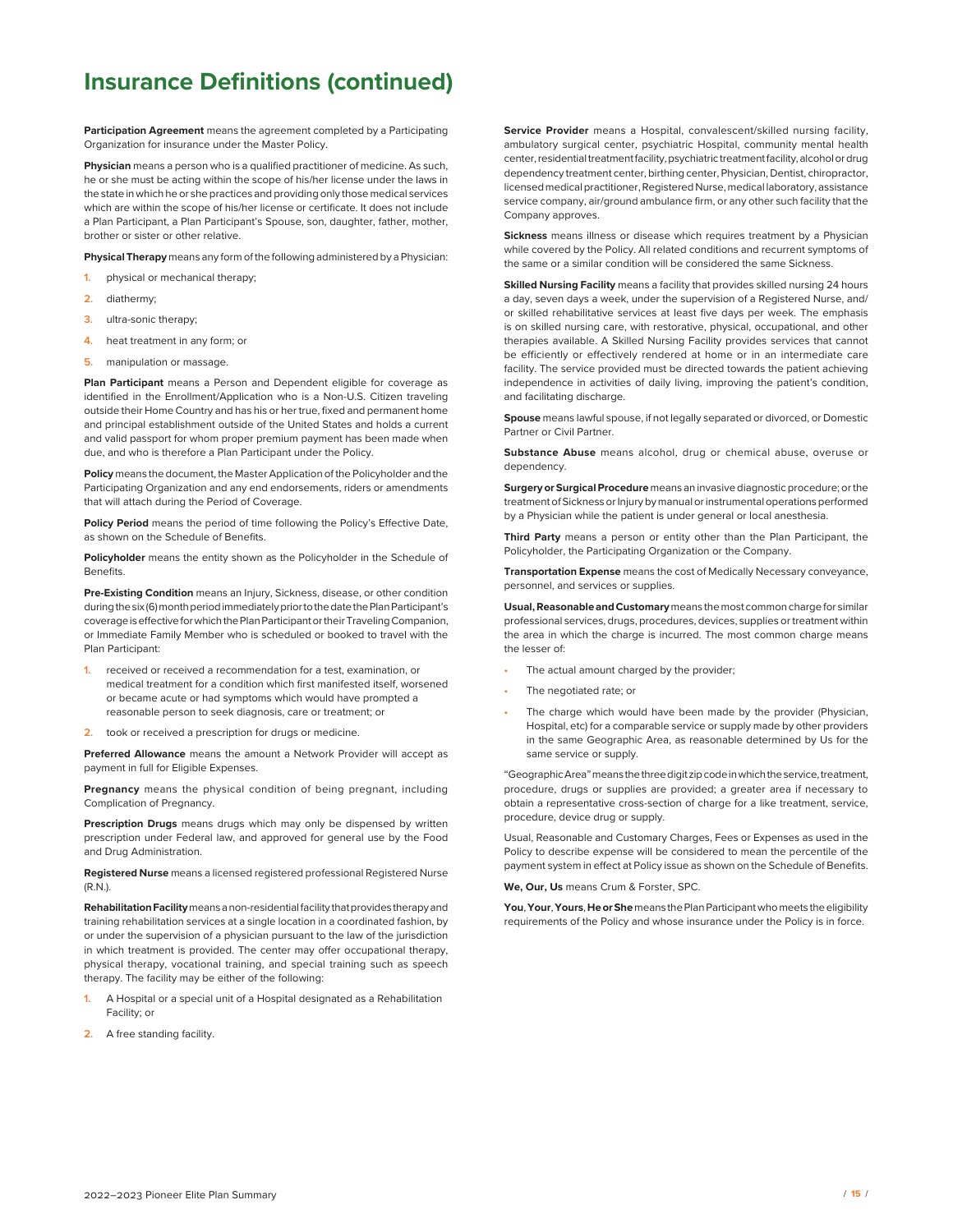# Insurance Definitions (continued)

**Participation Agreement** means the agreement completed by a Participating Organization for insurance under the Master Policy.

**Physician** means a person who is a qualified practitioner of medicine. As such, he or she must be acting within the scope of his/her license under the laws in the state in which he or she practices and providing only those medical services which are within the scope of his/her license or certificate. It does not include a Plan Participant, a Plan Participant's Spouse, son, daughter, father, mother, brother or sister or other relative.

**Physical Therapy** means any form of the following administered by a Physician:

1. physical or mechanical therapy;
2. diathermy;
3. ultra-sonic therapy;
4. heat treatment in any form; or
5. manipulation or massage.

**Plan Participant** means a Person and Dependent eligible for coverage as identified in the Enrollment/Application who is a Non-U.S. Citizen traveling outside their Home Country and has his or her true, fixed and permanent home and principal establishment outside of the United States and holds a current and valid passport for whom proper premium payment has been made when due, and who is therefore a Plan Participant under the Policy.

**Policy** means the document, the Master Application of the Policyholder and the Participating Organization and any end endorsements, riders or amendments that will attach during the Period of Coverage.

**Policy Period** means the period of time following the Policy's Effective Date, as shown on the Schedule of Benefits.

**Policyholder** means the entity shown as the Policyholder in the Schedule of Benefits.

**Pre-Existing Condition** means an Injury, Sickness, disease, or other condition during the six (6) month period immediately prior to the date the Plan Participant's coverage is effective for which the Plan Participant or their Traveling Companion, or Immediate Family Member who is scheduled or booked to travel with the Plan Participant:

1. received or received a recommendation for a test, examination, or medical treatment for a condition which first manifested itself, worsened or became acute or had symptoms which would have prompted a reasonable person to seek diagnosis, care or treatment; or
2. took or received a prescription for drugs or medicine.

**Preferred Allowance** means the amount a Network Provider will accept as payment in full for Eligible Expenses.

**Pregnancy** means the physical condition of being pregnant, including Complication of Pregnancy.

**Prescription Drugs** means drugs which may only be dispensed by written prescription under Federal law, and approved for general use by the Food and Drug Administration.

**Registered Nurse** means a licensed registered professional Registered Nurse (R.N.).

**Rehabilitation Facility** means a non-residential facility that provides therapy and training rehabilitation services at a single location in a coordinated fashion, by or under the supervision of a physician pursuant to the law of the jurisdiction in which treatment is provided. The center may offer occupational therapy, physical therapy, vocational training, and special training such as speech therapy. The facility may be either of the following:

1. A Hospital or a special unit of a Hospital designated as a Rehabilitation Facility; or
2. A free standing facility.

**Service Provider** means a Hospital, convalescent/skilled nursing facility, ambulatory surgical center, psychiatric Hospital, community mental health center, residential treatment facility, psychiatric treatment facility, alcohol or drug dependency treatment center, birthing center, Physician, Dentist, chiropractor, licensed medical practitioner, Registered Nurse, medical laboratory, assistance service company, air/ground ambulance firm, or any other such facility that the Company approves.

**Sickness** means illness or disease which requires treatment by a Physician while covered by the Policy. All related conditions and recurrent symptoms of the same or a similar condition will be considered the same Sickness.

**Skilled Nursing Facility** means a facility that provides skilled nursing 24 hours a day, seven days a week, under the supervision of a Registered Nurse, and/or skilled rehabilitative services at least five days per week. The emphasis is on skilled nursing care, with restorative, physical, occupational, and other therapies available. A Skilled Nursing Facility provides services that cannot be efficiently or effectively rendered at home or in an intermediate care facility. The service provided must be directed towards the patient achieving independence in activities of daily living, improving the patient's condition, and facilitating discharge.

**Spouse** means lawful spouse, if not legally separated or divorced, or Domestic Partner or Civil Partner.

**Substance Abuse** means alcohol, drug or chemical abuse, overuse or dependency.

**Surgery or Surgical Procedure** means an invasive diagnostic procedure; or the treatment of Sickness or Injury by manual or instrumental operations performed by a Physician while the patient is under general or local anesthesia.

**Third Party** means a person or entity other than the Plan Participant, the Policyholder, the Participating Organization or the Company.

**Transportation Expense** means the cost of Medically Necessary conveyance, personnel, and services or supplies.

**Usual, Reasonable and Customary** means the most common charge for similar professional services, drugs, procedures, devices, supplies or treatment within the area in which the charge is incurred. The most common charge means the lesser of:

- The actual amount charged by the provider;
- The negotiated rate; or
- The charge which would have been made by the provider (Physician, Hospital, etc) for a comparable service or supply made by other providers in the same Geographic Area, as reasonable determined by Us for the same service or supply.

"Geographic Area" means the three digit zip code in which the service, treatment, procedure, drugs or supplies are provided; a greater area if necessary to obtain a representative cross-section of charge for a like treatment, service, procedure, device drug or supply.

Usual, Reasonable and Customary Charges, Fees or Expenses as used in the Policy to describe expense will be considered to mean the percentile of the payment system in effect at Policy issue as shown on the Schedule of Benefits.

**We, Our, Us** means Crum & Forster, SPC.

**You, Your, Yours, He or She** means the Plan Participant who meets the eligibility requirements of the Policy and whose insurance under the Policy is in force.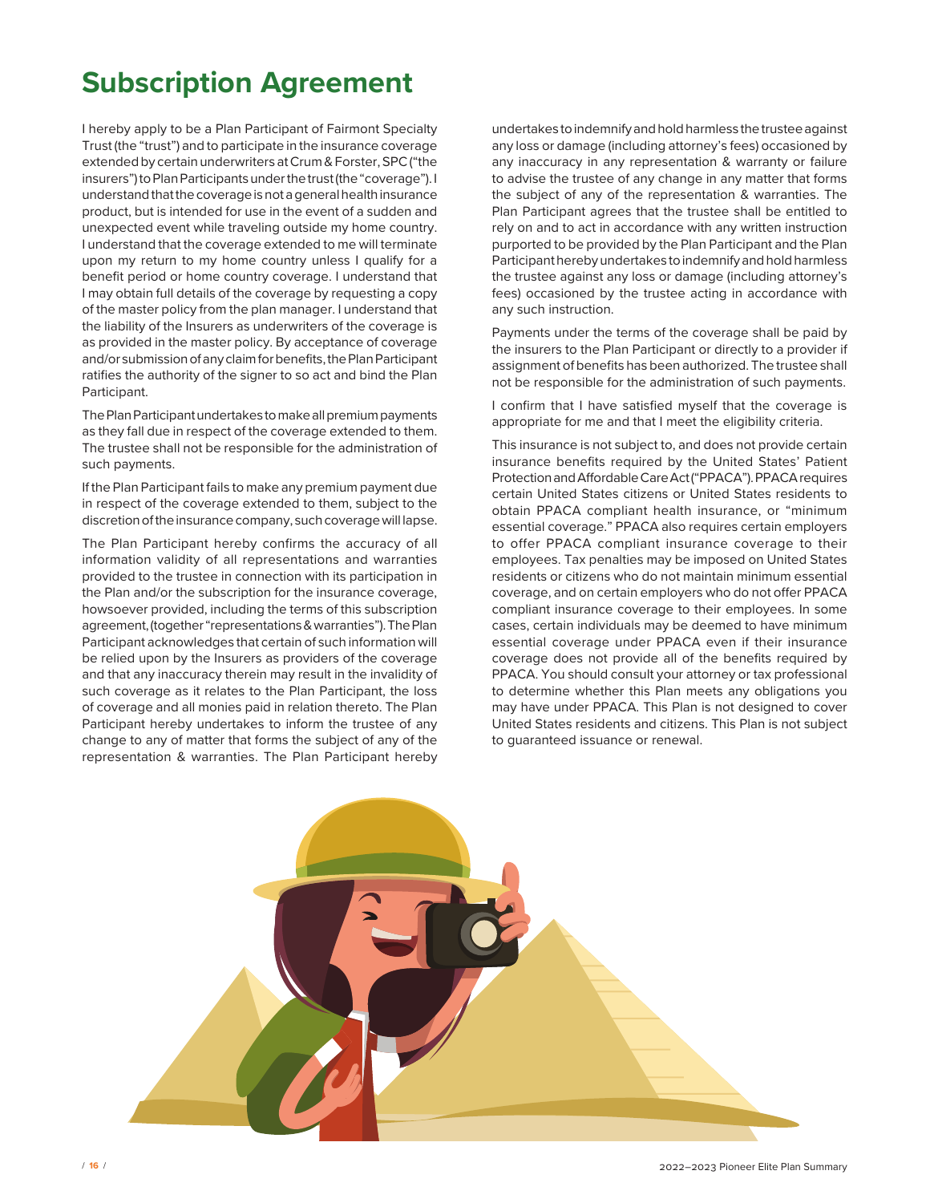# Subscription Agreement

I hereby apply to be a Plan Participant of Fairmont Specialty Trust (the "trust") and to participate in the insurance coverage extended by certain underwriters at Crum & Forster, SPC ("the insurers") to Plan Participants under the trust (the "coverage"). I understand that the coverage is not a general health insurance product, but is intended for use in the event of a sudden and unexpected event while traveling outside my home country. I understand that the coverage extended to me will terminate upon my return to my home country unless I qualify for a benefit period or home country coverage. I understand that I may obtain full details of the coverage by requesting a copy of the master policy from the plan manager. I understand that the liability of the Insurers as underwriters of the coverage is as provided in the master policy. By acceptance of coverage and/or submission of any claim for benefits, the Plan Participant ratifies the authority of the signer to so act and bind the Plan Participant.

The Plan Participant undertakes to make all premium payments as they fall due in respect of the coverage extended to them. The trustee shall not be responsible for the administration of such payments.

If the Plan Participant fails to make any premium payment due in respect of the coverage extended to them, subject to the discretion of the insurance company, such coverage will lapse.

The Plan Participant hereby confirms the accuracy of all information validity of all representations and warranties provided to the trustee in connection with its participation in the Plan and/or the subscription for the insurance coverage, howsoever provided, including the terms of this subscription agreement, (together "representations & warranties"). The Plan Participant acknowledges that certain of such information will be relied upon by the Insurers as providers of the coverage and that any inaccuracy therein may result in the invalidity of such coverage as it relates to the Plan Participant, the loss of coverage and all monies paid in relation thereto. The Plan Participant hereby undertakes to inform the trustee of any change to any of matter that forms the subject of any of the representation & warranties. The Plan Participant hereby undertakes to indemnify and hold harmless the trustee against any loss or damage (including attorney's fees) occasioned by any inaccuracy in any representation & warranty or failure to advise the trustee of any change in any matter that forms the subject of any of the representation & warranties. The Plan Participant agrees that the trustee shall be entitled to rely on and to act in accordance with any written instruction purported to be provided by the Plan Participant and the Plan Participant hereby undertakes to indemnify and hold harmless the trustee against any loss or damage (including attorney's fees) occasioned by the trustee acting in accordance with any such instruction.

Payments under the terms of the coverage shall be paid by the insurers to the Plan Participant or directly to a provider if assignment of benefits has been authorized. The trustee shall not be responsible for the administration of such payments.

I confirm that I have satisfied myself that the coverage is appropriate for me and that I meet the eligibility criteria.

This insurance is not subject to, and does not provide certain insurance benefits required by the United States' Patient Protection and Affordable Care Act ("PPACA"). PPACA requires certain United States citizens or United States residents to obtain PPACA compliant health insurance, or "minimum essential coverage." PPACA also requires certain employers to offer PPACA compliant insurance coverage to their employees. Tax penalties may be imposed on United States residents or citizens who do not maintain minimum essential coverage, and on certain employers who do not offer PPACA compliant insurance coverage to their employees. In some cases, certain individuals may be deemed to have minimum essential coverage under PPACA even if their insurance coverage does not provide all of the benefits required by PPACA. You should consult your attorney or tax professional to determine whether this Plan meets any obligations you may have under PPACA. This Plan is not designed to cover United States residents and citizens. This Plan is not subject to guaranteed issuance or renewal.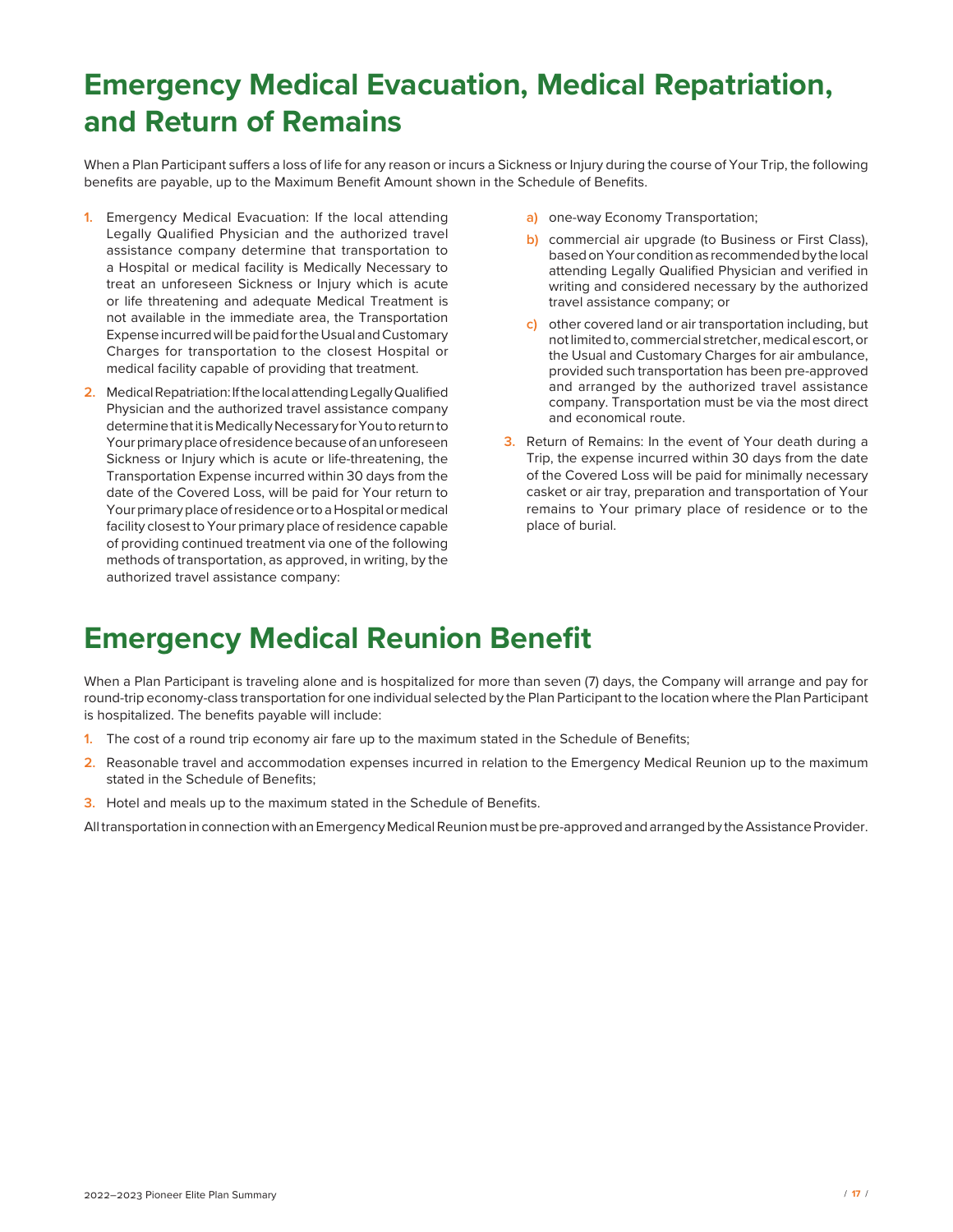# Emergency Medical Evacuation, Medical Repatriation, and Return of Remains

When a Plan Participant suffers a loss of life for any reason or incurs a Sickness or Injury during the course of Your Trip, the following benefits are payable, up to the Maximum Benefit Amount shown in the Schedule of Benefits.

1. Emergency Medical Evacuation: If the local attending Legally Qualified Physician and the authorized travel assistance company determine that transportation to a Hospital or medical facility is Medically Necessary to treat an unforeseen Sickness or Injury which is acute or life threatening and adequate Medical Treatment is not available in the immediate area, the Transportation Expense incurred will be paid for the Usual and Customary Charges for transportation to the closest Hospital or medical facility capable of providing that treatment.
2. Medical Repatriation: If the local attending Legally Qualified Physician and the authorized travel assistance company determine that it is Medically Necessary for You to return to Your primary place of residence because of an unforeseen Sickness or Injury which is acute or life-threatening, the Transportation Expense incurred within 30 days from the date of the Covered Loss, will be paid for Your return to Your primary place of residence or to a Hospital or medical facility closest to Your primary place of residence capable of providing continued treatment via one of the following methods of transportation, as approved, in writing, by the authorized travel assistance company:
   a) one-way Economy Transportation;
   b) commercial air upgrade (to Business or First Class), based on Your condition as recommended by the local attending Legally Qualified Physician and verified in writing and considered necessary by the authorized travel assistance company; or
   c) other covered land or air transportation including, but not limited to, commercial stretcher, medical escort, or the Usual and Customary Charges for air ambulance, provided such transportation has been pre-approved and arranged by the authorized travel assistance company. Transportation must be via the most direct and economical route.
3. Return of Remains: In the event of Your death during a Trip, the expense incurred within 30 days from the date of the Covered Loss will be paid for minimally necessary casket or air tray, preparation and transportation of Your remains to Your primary place of residence or to the place of burial.

# Emergency Medical Reunion Benefit

When a Plan Participant is traveling alone and is hospitalized for more than seven (7) days, the Company will arrange and pay for round-trip economy-class transportation for one individual selected by the Plan Participant to the location where the Plan Participant is hospitalized. The benefits payable will include:

1. The cost of a round trip economy air fare up to the maximum stated in the Schedule of Benefits;
2. Reasonable travel and accommodation expenses incurred in relation to the Emergency Medical Reunion up to the maximum stated in the Schedule of Benefits;
3. Hotel and meals up to the maximum stated in the Schedule of Benefits.

All transportation in connection with an Emergency Medical Reunion must be pre-approved and arranged by the Assistance Provider.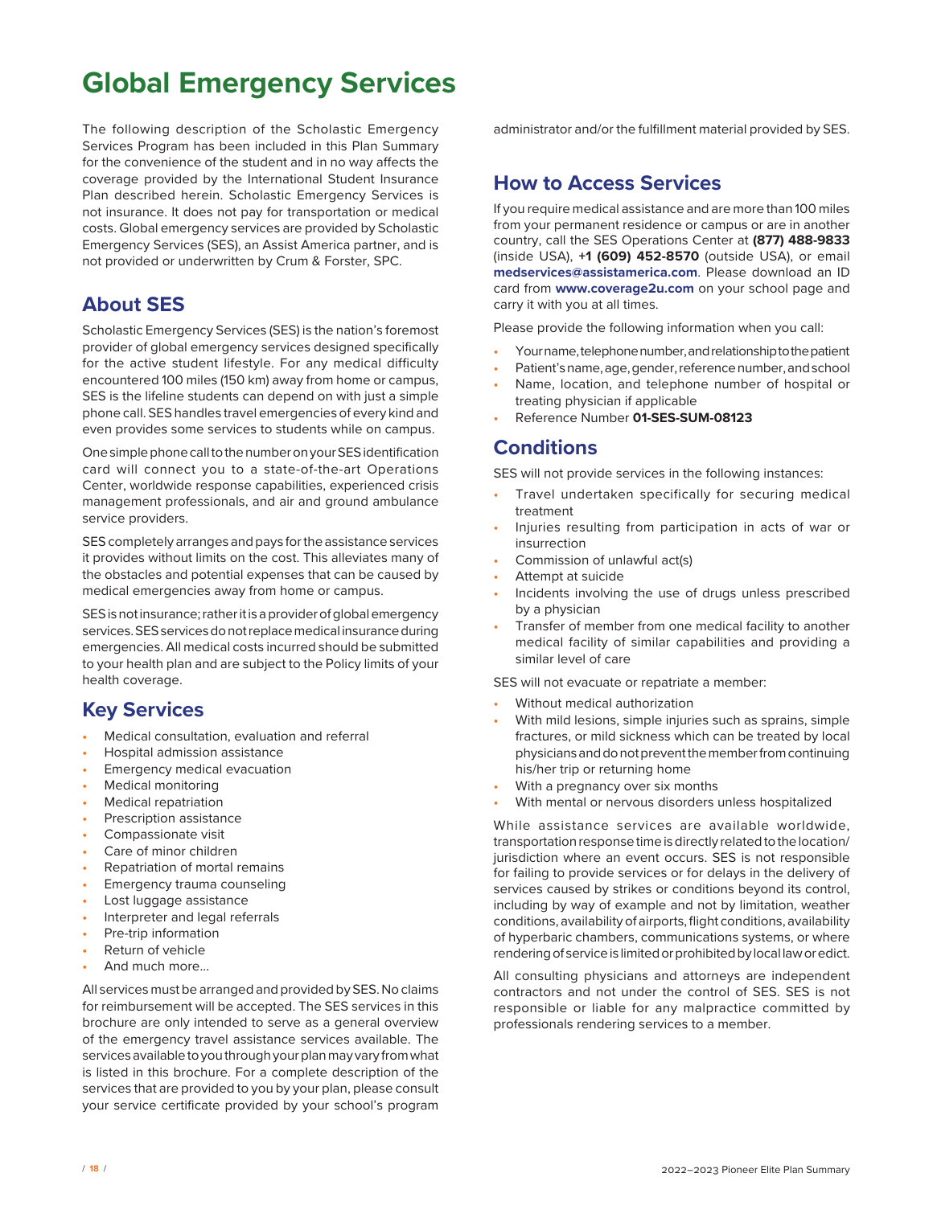# Global Emergency Services

The following description of the Scholastic Emergency Services Program has been included in this Plan Summary for the convenience of the student and in no way affects the coverage provided by the International Student Insurance Plan described herein. Scholastic Emergency Services is not insurance. It does not pay for transportation or medical costs. Global emergency services are provided by Scholastic Emergency Services (SES), an Assist America partner, and is not provided or underwritten by Crum & Forster, SPC.

## About SES

Scholastic Emergency Services (SES) is the nation's foremost provider of global emergency services designed specifically for the active student lifestyle. For any medical difficulty encountered 100 miles (150 km) away from home or campus, SES is the lifeline students can depend on with just a simple phone call. SES handles travel emergencies of every kind and even provides some services to students while on campus.

One simple phone call to the number on your SES identification card will connect you to a state-of-the-art Operations Center, worldwide response capabilities, experienced crisis management professionals, and air and ground ambulance service providers.

SES completely arranges and pays for the assistance services it provides without limits on the cost. This alleviates many of the obstacles and potential expenses that can be caused by medical emergencies away from home or campus.

SES is not insurance; rather it is a provider of global emergency services. SES services do not replace medical insurance during emergencies. All medical costs incurred should be submitted to your health plan and are subject to the Policy limits of your health coverage.

## Key Services

- Medical consultation, evaluation and referral
- Hospital admission assistance
- Emergency medical evacuation
- Medical monitoring
- Medical repatriation
- Prescription assistance
- Compassionate visit
- Care of minor children
- Repatriation of mortal remains
- Emergency trauma counseling
- Lost luggage assistance
- Interpreter and legal referrals
- Pre-trip information
- Return of vehicle
- And much more...

All services must be arranged and provided by SES. No claims for reimbursement will be accepted. The SES services in this brochure are only intended to serve as a general overview of the emergency travel assistance services available. The services available to you through your plan may vary from what is listed in this brochure. For a complete description of the services that are provided to you by your plan, please consult your service certificate provided by your school's program administrator and/or the fulfillment material provided by SES.

## How to Access Services

If you require medical assistance and are more than 100 miles from your permanent residence or campus or are in another country, call the SES Operations Center at **(877) 488-9833** (inside USA), **+1 (609) 452-8570** (outside USA), or email **medservices@assistamerica.com**. Please download an ID card from **www.coverage2u.com** on your school page and carry it with you at all times.

Please provide the following information when you call:

- Your name, telephone number, and relationship to the patient
- Patient's name, age, gender, reference number, and school
- Name, location, and telephone number of hospital or treating physician if applicable
- Reference Number **01-SES-SUM-08123**

## Conditions

SES will not provide services in the following instances:

- Travel undertaken specifically for securing medical treatment
- Injuries resulting from participation in acts of war or insurrection
- Commission of unlawful act(s)
- Attempt at suicide
- Incidents involving the use of drugs unless prescribed by a physician
- Transfer of member from one medical facility to another medical facility of similar capabilities and providing a similar level of care

SES will not evacuate or repatriate a member:

- Without medical authorization
- With mild lesions, simple injuries such as sprains, simple fractures, or mild sickness which can be treated by local physicians and do not prevent the member from continuing his/her trip or returning home
- With a pregnancy over six months
- With mental or nervous disorders unless hospitalized

While assistance services are available worldwide, transportation response time is directly related to the location/jurisdiction where an event occurs. SES is not responsible for failing to provide services or for delays in the delivery of services caused by strikes or conditions beyond its control, including by way of example and not by limitation, weather conditions, availability of airports, flight conditions, availability of hyperbaric chambers, communications systems, or where rendering of service is limited or prohibited by local law or edict.

All consulting physicians and attorneys are independent contractors and not under the control of SES. SES is not responsible or liable for any malpractice committed by professionals rendering services to a member.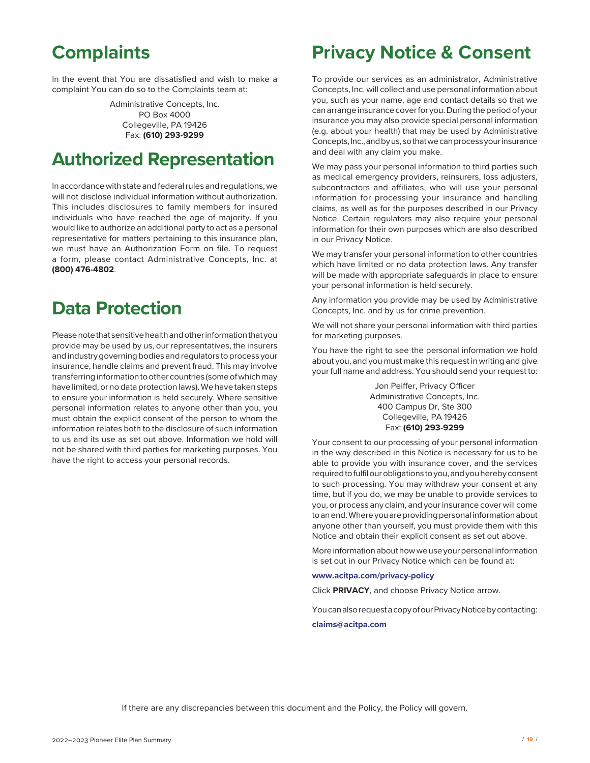# Complaints

In the event that You are dissatisfied and wish to make a complaint You can do so to the Complaints team at:

Administrative Concepts, Inc.
PO Box 4000
Collegeville, PA 19426
Fax: **(610) 293-9299**

# Authorized Representation

In accordance with state and federal rules and regulations, we will not disclose individual information without authorization. This includes disclosures to family members for insured individuals who have reached the age of majority. If you would like to authorize an additional party to act as a personal representative for matters pertaining to this insurance plan, we must have an Authorization Form on file. To request a form, please contact Administrative Concepts, Inc. at **(800) 476-4802**.

# Data Protection

Please note that sensitive health and other information that you provide may be used by us, our representatives, the insurers and industry governing bodies and regulators to process your insurance, handle claims and prevent fraud. This may involve transferring information to other countries (some of which may have limited, or no data protection laws). We have taken steps to ensure your information is held securely. Where sensitive personal information relates to anyone other than you, you must obtain the explicit consent of the person to whom the information relates both to the disclosure of such information to us and its use as set out above. Information we hold will not be shared with third parties for marketing purposes. You have the right to access your personal records.

# Privacy Notice & Consent

To provide our services as an administrator, Administrative Concepts, Inc. will collect and use personal information about you, such as your name, age and contact details so that we can arrange insurance cover for you. During the period of your insurance you may also provide special personal information (e.g. about your health) that may be used by Administrative Concepts, Inc., and by us, so that we can process your insurance and deal with any claim you make.

We may pass your personal information to third parties such as medical emergency providers, reinsurers, loss adjusters, subcontractors and affiliates, who will use your personal information for processing your insurance and handling claims, as well as for the purposes described in our Privacy Notice. Certain regulators may also require your personal information for their own purposes which are also described in our Privacy Notice.

We may transfer your personal information to other countries which have limited or no data protection laws. Any transfer will be made with appropriate safeguards in place to ensure your personal information is held securely.

Any information you provide may be used by Administrative Concepts, Inc. and by us for crime prevention.

We will not share your personal information with third parties for marketing purposes.

You have the right to see the personal information we hold about you, and you must make this request in writing and give your full name and address. You should send your request to:

Jon Peiffer, Privacy Officer
Administrative Concepts, Inc.
400 Campus Dr, Ste 300
Collegeville, PA 19426
Fax: **(610) 293-9299**

Your consent to our processing of your personal information in the way described in this Notice is necessary for us to be able to provide you with insurance cover, and the services required to fulfil our obligations to you, and you hereby consent to such processing. You may withdraw your consent at any time, but if you do, we may be unable to provide services to you, or process any claim, and your insurance cover will come to an end. Where you are providing personal information about anyone other than yourself, you must provide them with this Notice and obtain their explicit consent as set out above.

More information about how we use your personal information is set out in our Privacy Notice which can be found at:

**www.acitpa.com/privacy-policy**

Click **PRIVACY**, and choose Privacy Notice arrow.

You can also request a copy of our Privacy Notice by contacting:

**claims@acitpa.com**

If there are any discrepancies between this document and the Policy, the Policy will govern.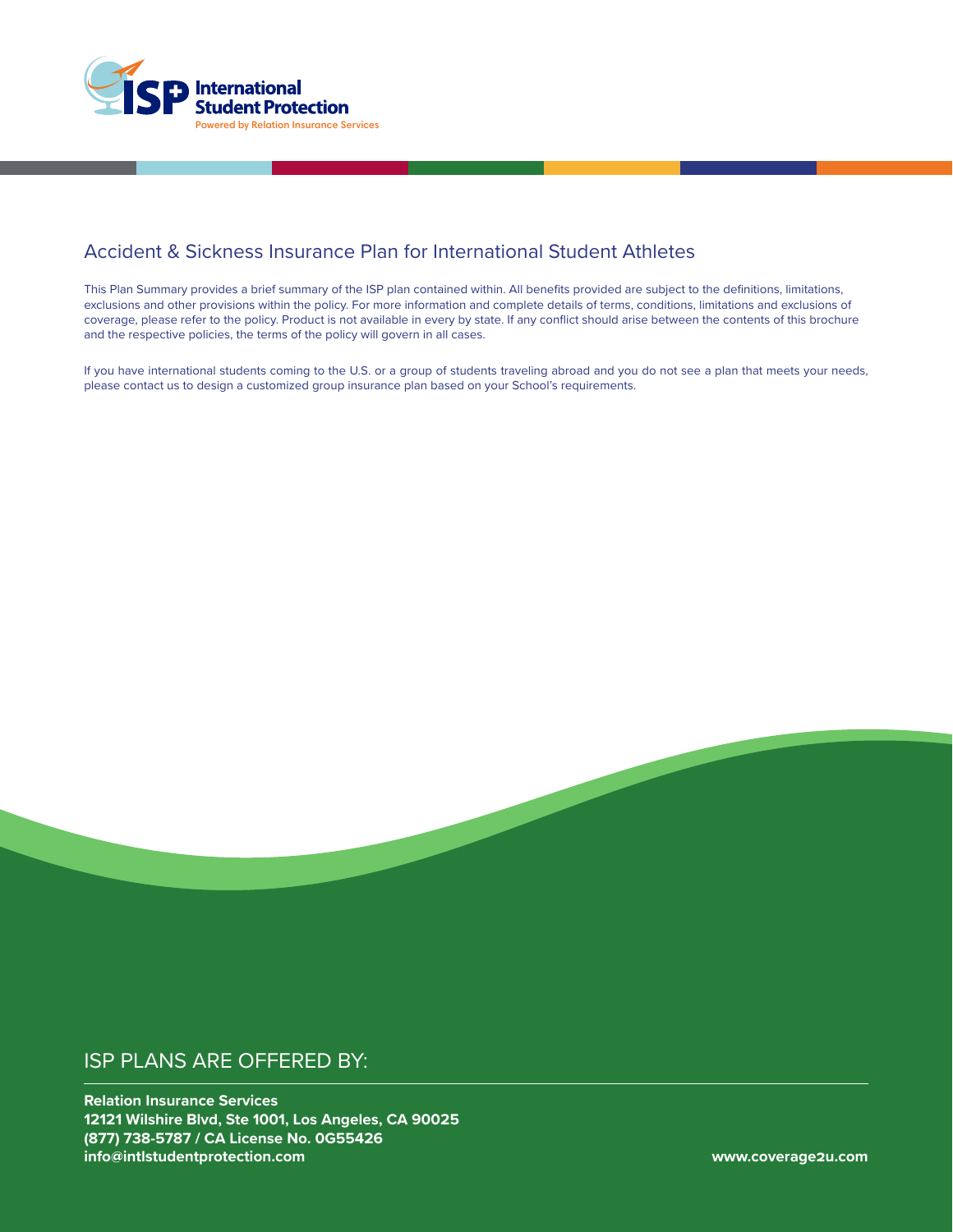International Student Protection

Powered by Relation Insurance Services

## Accident & Sickness Insurance Plan for International Student Athletes

This Plan Summary provides a brief summary of the ISP plan contained within. All benefits provided are subject to the definitions, limitations, exclusions and other provisions within the policy. For more information and complete details of terms, conditions, limitations and exclusions of coverage, please refer to the policy. Product is not available in every by state. If any conflict should arise between the contents of this brochure and the respective policies, the terms of the policy will govern in all cases.

If you have international students coming to the U.S. or a group of students traveling abroad and you do not see a plan that meets your needs, please contact us to design a customized group insurance plan based on your School's requirements.

## ISP PLANS ARE OFFERED BY:

**Relation Insurance Services**
**12121 Wilshire Blvd, Ste 1001, Los Angeles, CA 90025**
**(877) 738-5787 / CA License No. 0G55426**
**info@intlstudentprotection.com**

**www.coverage2u.com**